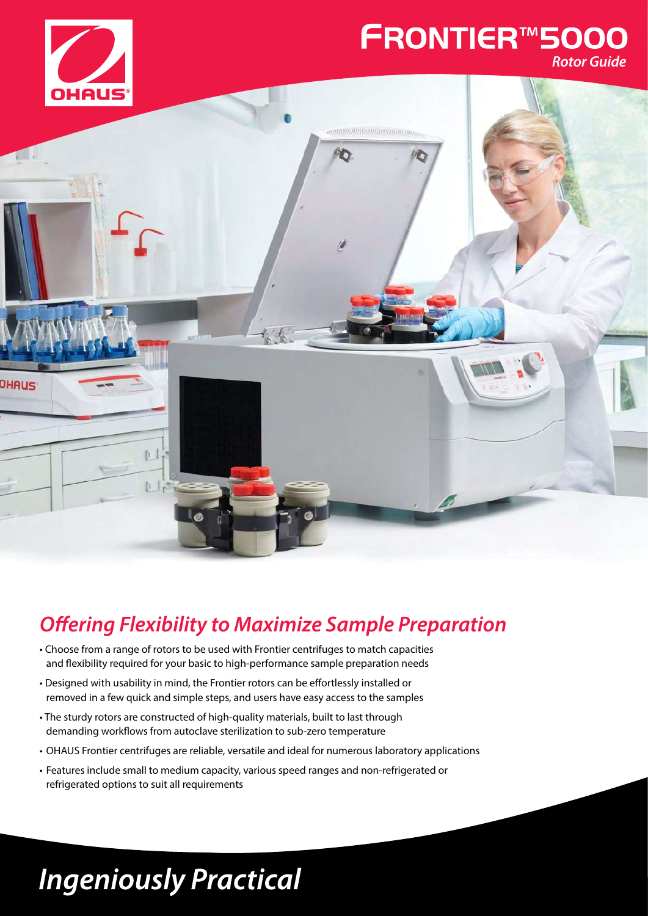# FRONTIER™5000

*Rotor Guide*

## *Offering Flexibility to Maximize Sample Preparation*

- Choose from a range of rotors to be used with Frontier centrifuges to match capacities and flexibility required for your basic to high-performance sample preparation needs
- Designed with usability in mind, the Frontier rotors can be effortlessly installed or removed in a few quick and simple steps, and users have easy access to the samples
- The sturdy rotors are constructed of high-quality materials, built to last through demanding workflows from autoclave sterilization to sub-zero temperature
- OHAUS Frontier centrifuges are reliable, versatile and ideal for numerous laboratory applications
- Features include small to medium capacity, various speed ranges and non-refrigerated or refrigerated options to suit all requirements

*Ingeniously Practical*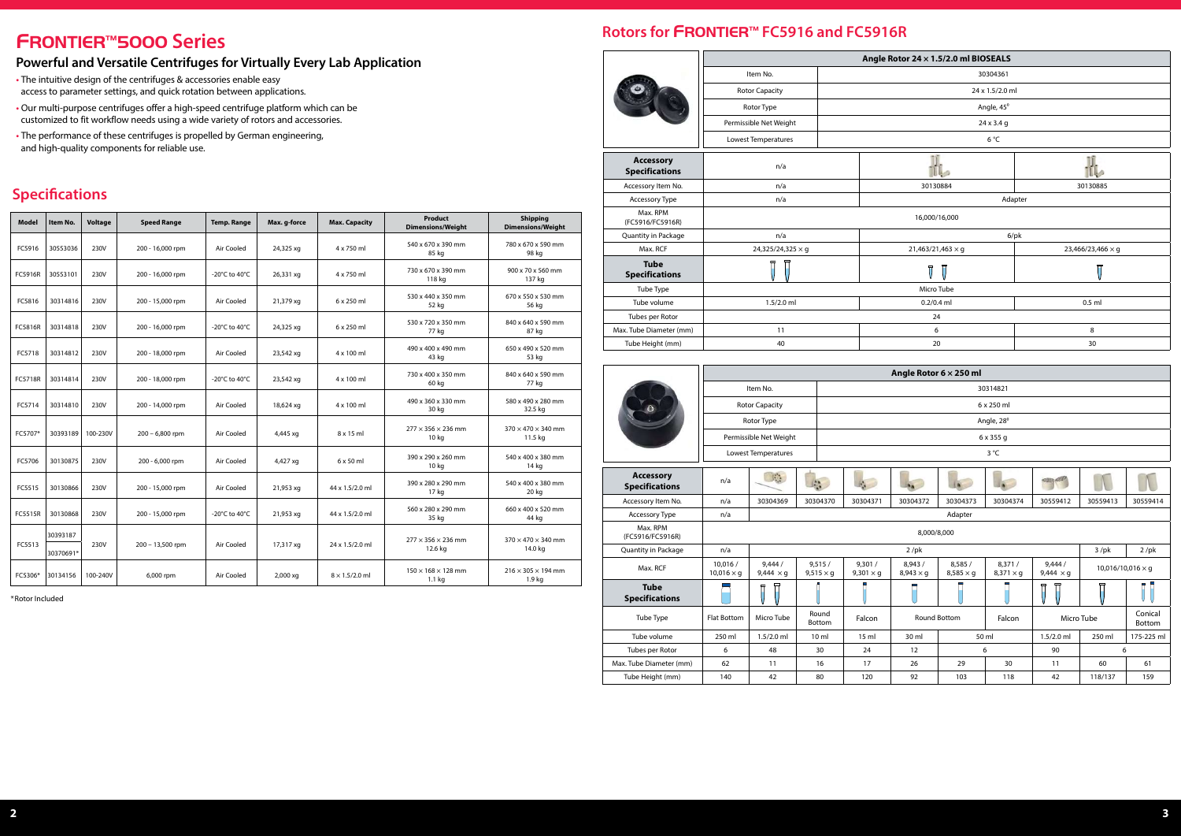# FRONTIER™5000 Series

## Powerful and Versatile Centrifuges for Virtually Every Lab Application

- The intuitive design of the centrifuges & accessories enable easy access to parameter settings, and quick rotation between applications.
- Our multi-purpose centrifuges offer a high-speed centrifuge platform which can be customized to fit workflow needs using a wide variety of rotors and accessories.
- The performance of these centrifuges is propelled by German engineering, and high-quality components for reliable use.

## Specifications

| Model | Item No. | Voltage | Speed Range | Temp. Range | Max. g-force | Max. Capacity | Product Dimensions/Weight | Shipping Dimensions/Weight |
|---|---|---|---|---|---|---|---|---|
| FC5916 | 30553036 | 230V | 200 - 16,000 rpm | Air Cooled | 24,325 xg | 4 x 750 ml | 540 x 670 x 390 mm 85 kg | 780 x 670 x 590 mm 98 kg |
| FC5916R | 30553101 | 230V | 200 - 16,000 rpm | -20°C to 40°C | 26,331 xg | 4 x 750 ml | 730 x 670 x 390 mm 118 kg | 900 x 70 x 560 mm 137 kg |
| FC5816 | 30314816 | 230V | 200 - 15,000 rpm | Air Cooled | 21,379 xg | 6 x 250 ml | 530 x 440 x 350 mm 52 kg | 670 x 550 x 530 mm 56 kg |
| FC5816R | 30314818 | 230V | 200 - 16,000 rpm | -20°C to 40°C | 24,325 xg | 6 x 250 ml | 530 x 720 x 350 mm 77 kg | 840 x 640 x 590 mm 87 kg |
| FC5718 | 30314812 | 230V | 200 - 18,000 rpm | Air Cooled | 23,542 xg | 4 x 100 ml | 490 x 400 x 490 mm 43 kg | 650 x 490 x 520 mm 53 kg |
| FC5718R | 30314814 | 230V | 200 - 18,000 rpm | -20°C to 40°C | 23,542 xg | 4 x 100 ml | 730 x 400 x 350 mm 60 kg | 840 x 640 x 590 mm 77 kg |
| FC5714 | 30314810 | 230V | 200 - 14,000 rpm | Air Cooled | 18,624 xg | 4 x 100 ml | 490 x 360 x 330 mm 30 kg | 580 x 490 x 280 mm 32.5 kg |
| FC5707* | 30393189 | 100-230V | 200 – 6,800 rpm | Air Cooled | 4,445 xg | 8 x 15 ml | 277 × 356 × 236 mm 10 kg | 370 × 470 × 340 mm 11.5 kg |
| FC5706 | 30130875 | 230V | 200 - 6,000 rpm | Air Cooled | 4,427 xg | 6 x 50 ml | 390 x 290 x 260 mm 10 kg | 540 x 400 x 380 mm 14 kg |
| FC5515 | 30130866 | 230V | 200 - 15,000 rpm | Air Cooled | 21,953 xg | 44 x 1.5/2.0 ml | 390 x 280 x 290 mm 17 kg | 540 x 400 x 380 mm 20 kg |
| FC5515R | 30130868 | 230V | 200 - 15,000 rpm | -20°C to 40°C | 21,953 xg | 44 x 1.5/2.0 ml | 560 x 280 x 290 mm 35 kg | 660 x 400 x 520 mm 44 kg |
| FC5513 | 30393187 / 30370691* | 230V | 200 – 13,500 rpm | Air Cooled | 17,317 xg | 24 x 1.5/2.0 ml | 277 × 356 × 236 mm 12.6 kg | 370 × 470 × 340 mm 14.0 kg |
| FC5306* | 30134156 | 100-240V | 6,000 rpm | Air Cooled | 2,000 xg | 8 × 1.5/2.0 ml | 150 × 168 × 128 mm 1.1 kg | 216 × 305 × 194 mm 1.9 kg |

*Rotor Included

## Rotors for FRONTIER™ FC5916 and FC5916R

| Angle Rotor 24 × 1.5/2.0 ml BIOSEALS | | | |
|---|---|---|---|
| Item No. | 30304361 | | |
| Rotor Capacity | 24 x 1.5/2.0 ml | | |
| Rotor Type | Angle, 45° | | |
| Permissible Net Weight | 24 x 3.4 g | | |
| Lowest Temperatures | 6 °C | | |
| **Accessory Specifications** | n/a | | |
| Accessory Item No. | n/a | 30130884 | 30130885 |
| Accessory Type | n/a | Adapter | |
| Max. RPM (FC5916/FC5916R) | 16,000/16,000 | | |
| Quantity in Package | n/a | 6/pk | |
| Max. RCF | 24,325/24,325 × g | 21,463/21,463 × g | 23,466/23,466 × g |
| **Tube Specifications** | | | |
| Tube Type | Micro Tube | | |
| Tube volume | 1.5/2.0 ml | 0.2/0.4 ml | 0.5 ml |
| Tubes per Rotor | 24 | | |
| Max. Tube Diameter (mm) | 11 | 6 | 8 |
| Tube Height (mm) | 40 | 20 | 30 |

| Angle Rotor 6 × 250 ml | | | | | | | | | | |
|---|---|---|---|---|---|---|---|---|---|---|
| Item No. | 30314821 | | | | | | | | | |
| Rotor Capacity | 6 x 250 ml | | | | | | | | | |
| Rotor Type | Angle, 28° | | | | | | | | | |
| Permissible Net Weight | 6 x 355 g | | | | | | | | | |
| Lowest Temperatures | 3 °C | | | | | | | | | |
| **Accessory Specifications** | n/a | | | | | | | | | |
| Accessory Item No. | n/a | 30304369 | 30304370 | 30304371 | 30304372 | 30304373 | 30304374 | 30559412 | 30559413 | 30559414 |
| Accessory Type | n/a | Adapter | | | | | | | | |
| Max. RPM (FC5916/FC5916R) | 8,000/8,000 | | | | | | | | | |
| Quantity in Package | n/a | 2 /pk | | | | | | | 3 /pk | 2 /pk |
| Max. RCF | 10,016 / 10,016 × g | 9,444 / 9,444 × g | 9,515 / 9,515 × g | 9,301 / 9,301 × g | 8,943 / 8,943 × g | 8,585 / 8,585 × g | 8,371 / 8,371 × g | 9,444 / 9,444 × g | 10,016/10,016 × g | |
| **Tube Specifications** | | | | | | | | | | |
| Tube Type | Flat Bottom | Micro Tube | Round Bottom | Falcon | Round Bottom | | Falcon | Micro Tube | | Conical Bottom |
| Tube volume | 250 ml | 1.5/2.0 ml | 10 ml | 15 ml | 30 ml | 50 ml | | 1.5/2.0 ml | 250 ml | 175-225 ml |
| Tubes per Rotor | 6 | 48 | 30 | 24 | 12 | 6 | | 90 | 6 | |
| Max. Tube Diameter (mm) | 62 | 11 | 16 | 17 | 26 | 29 | 30 | 11 | 60 | 61 |
| Tube Height (mm) | 140 | 42 | 80 | 120 | 92 | 103 | 118 | 42 | 118/137 | 159 |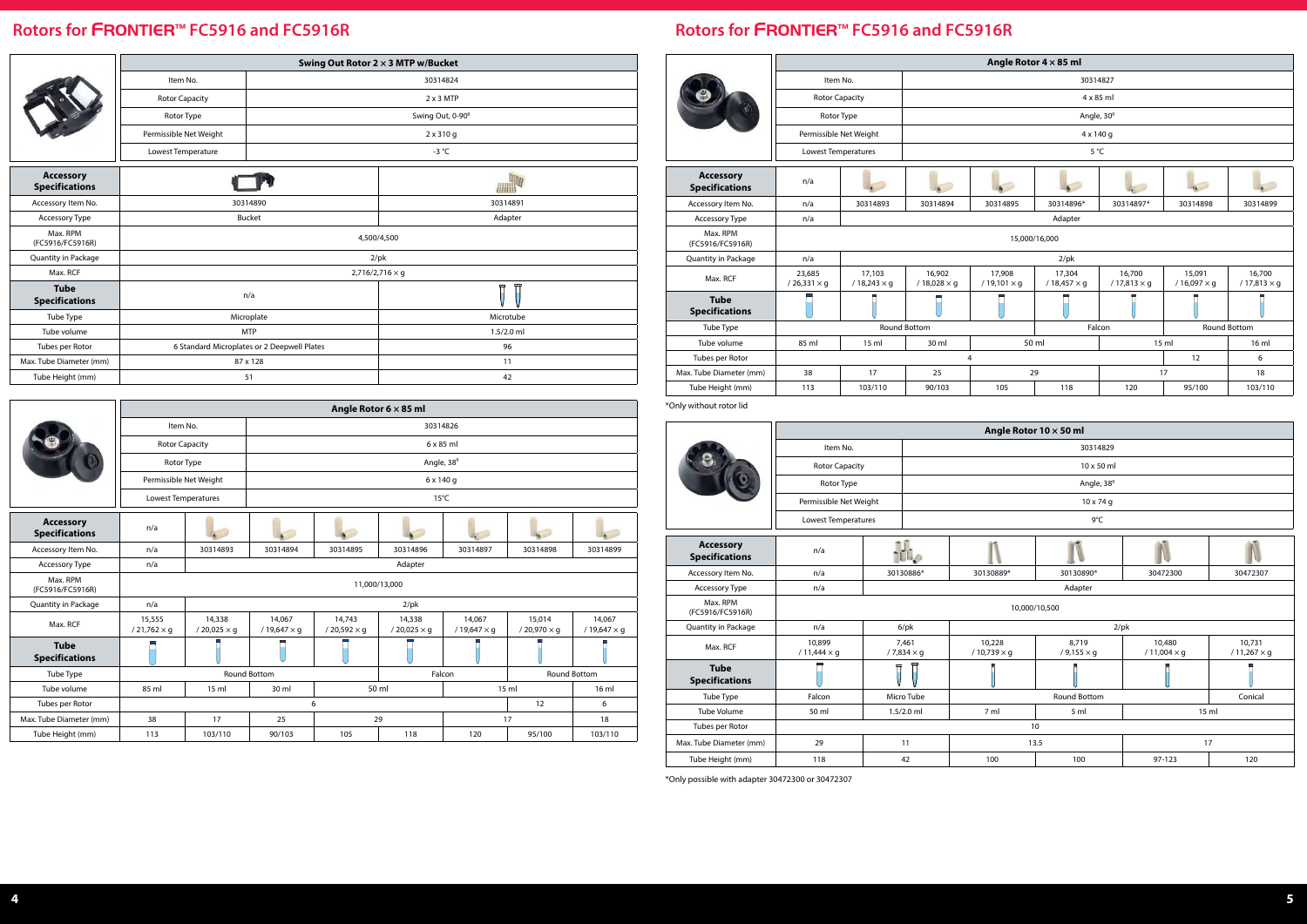## Rotors for FRONTIER™ FC5916 and FC5916R

| Swing Out Rotor 2 × 3 MTP w/Bucket | |
|---|---|
| Item No. | 30314824 |
| Rotor Capacity | 2 x 3 MTP |
| Rotor Type | Swing Out, 0-90° |
| Permissible Net Weight | 2 x 310 g |
| Lowest Temperature | -3 °C |

| Accessory Specifications | | |
|---|---|---|
| Accessory Item No. | 30314890 | 30314891 |
| Accessory Type | Bucket | Adapter |
| Max. RPM (FC5916/FC5916R) | 4,500/4,500 | |
| Quantity in Package | 2/pk | |
| Max. RCF | 2,716/2,716 × g | |
| **Tube Specifications** | n/a | |
| Tube Type | Microplate | Microtube |
| Tube volume | MTP | 1.5/2.0 ml |
| Tubes per Rotor | 6 Standard Microplates or 2 Deepwell Plates | 96 |
| Max. Tube Diameter (mm) | 87 x 128 | 11 |
| Tube Height (mm) | 51 | 42 |

| Angle Rotor 6 × 85 ml | |
|---|---|
| Item No. | 30314826 |
| Rotor Capacity | 6 x 85 ml |
| Rotor Type | Angle, 38° |
| Permissible Net Weight | 6 x 140 g |
| Lowest Temperatures | 15°C |

| Accessory Specifications | n/a | | | | | | |
|---|---|---|---|---|---|---|---|
| Accessory Item No. | n/a | 30314893 | 30314894 | 30314895 | 30314896 | 30314897 | 30314898 | 30314899 |
| Accessory Type | n/a | Adapter | | | | | | |
| Max. RPM (FC5916/FC5916R) | 11,000/13,000 | | | | | | | |
| Quantity in Package | n/a | 2/pk | | | | | | |
| Max. RCF | 15,555 / 21,762 × g | 14,338 / 20,025 × g | 14,067 / 19,647 × g | 14,743 / 20,592 × g | 14,338 / 20,025 × g | 14,067 / 19,647 × g | 15,014 / 20,970 × g | 14,067 / 19,647 × g |
| **Tube Specifications** | | | | | | | | |
| Tube Type | Round Bottom | | | Falcon | | | Round Bottom | |
| Tube volume | 85 ml | 15 ml | 30 ml | 50 ml | | 15 ml | | 16 ml |
| Tubes per Rotor | 6 | | | | | | 12 | 6 |
| Max. Tube Diameter (mm) | 38 | 17 | 25 | 29 | | 17 | | 18 |
| Tube Height (mm) | 113 | 103/110 | 90/103 | 105 | 118 | 120 | 95/100 | 103/110 |

| Angle Rotor 4 × 85 ml | |
|---|---|
| Item No. | 30314827 |
| Rotor Capacity | 4 x 85 ml |
| Rotor Type | Angle, 30° |
| Permissible Net Weight | 4 x 140 g |
| Lowest Temperatures | 5 °C |

| Accessory Specifications | n/a | | | | | | | |
|---|---|---|---|---|---|---|---|---|
| Accessory Item No. | n/a | 30314893 | 30314894 | 30314895 | 30314896* | 30314897* | 30314898 | 30314899 |
| Accessory Type | n/a | Adapter | | | | | | |
| Max. RPM (FC5916/FC5916R) | 15,000/16,000 | | | | | | | |
| Quantity in Package | n/a | 2/pk | | | | | | |
| Max. RCF | 23,685 / 26,331 × g | 17,103 / 18,243 × g | 16,902 / 18,028 × g | 17,908 / 19,101 × g | 17,304 / 18,457 × g | 16,700 / 17,813 × g | 15,091 / 16,097 × g | 16,700 / 17,813 × g |
| **Tube Specifications** | | | | | | | | |
| Tube Type | Round Bottom | | | Falcon | | | Round Bottom | |
| Tube volume | 85 ml | 15 ml | 30 ml | 50 ml | | 15 ml | | 16 ml |
| Tubes per Rotor | 4 | | | | | | 12 | 6 |
| Max. Tube Diameter (mm) | 38 | 17 | 25 | 29 | | 17 | | 18 |
| Tube Height (mm) | 113 | 103/110 | 90/103 | 105 | 118 | 120 | 95/100 | 103/110 |

*Only without rotor lid

| Angle Rotor 10 × 50 ml | |
|---|---|
| Item No. | 30314829 |
| Rotor Capacity | 10 x 50 ml |
| Rotor Type | Angle, 38° |
| Permissible Net Weight | 10 x 74 g |
| Lowest Temperatures | 9°C |

| Accessory Specifications | n/a | | | | | |
|---|---|---|---|---|---|---|
| Accessory Item No. | n/a | 30130886* | 30130889* | 30130890* | 30472300 | 30472307 |
| Accessory Type | n/a | Adapter | | | | |
| Max. RPM (FC5916/FC5916R) | 10,000/10,500 | | | | | |
| Quantity in Package | n/a | 6/pk | 2/pk | | | |
| Max. RCF | 10,899 / 11,444 × g | 7,461 / 7,834 × g | 10,228 / 10,739 × g | 8,719 / 9,155 × g | 10,480 / 11,004 × g | 10,731 / 11,267 × g |
| **Tube Specifications** | | | | | | |
| Tube Type | Falcon | Micro Tube | Round Bottom | | | Conical |
| Tube Volume | 50 ml | 1.5/2.0 ml | 7 ml | 5 ml | 15 ml | |
| Tubes per Rotor | 10 | | | | | |
| Max. Tube Diameter (mm) | 29 | 11 | 13.5 | | 17 | |
| Tube Height (mm) | 118 | 42 | 100 | 100 | 97-123 | 120 |

*Only possible with adapter 30472300 or 30472307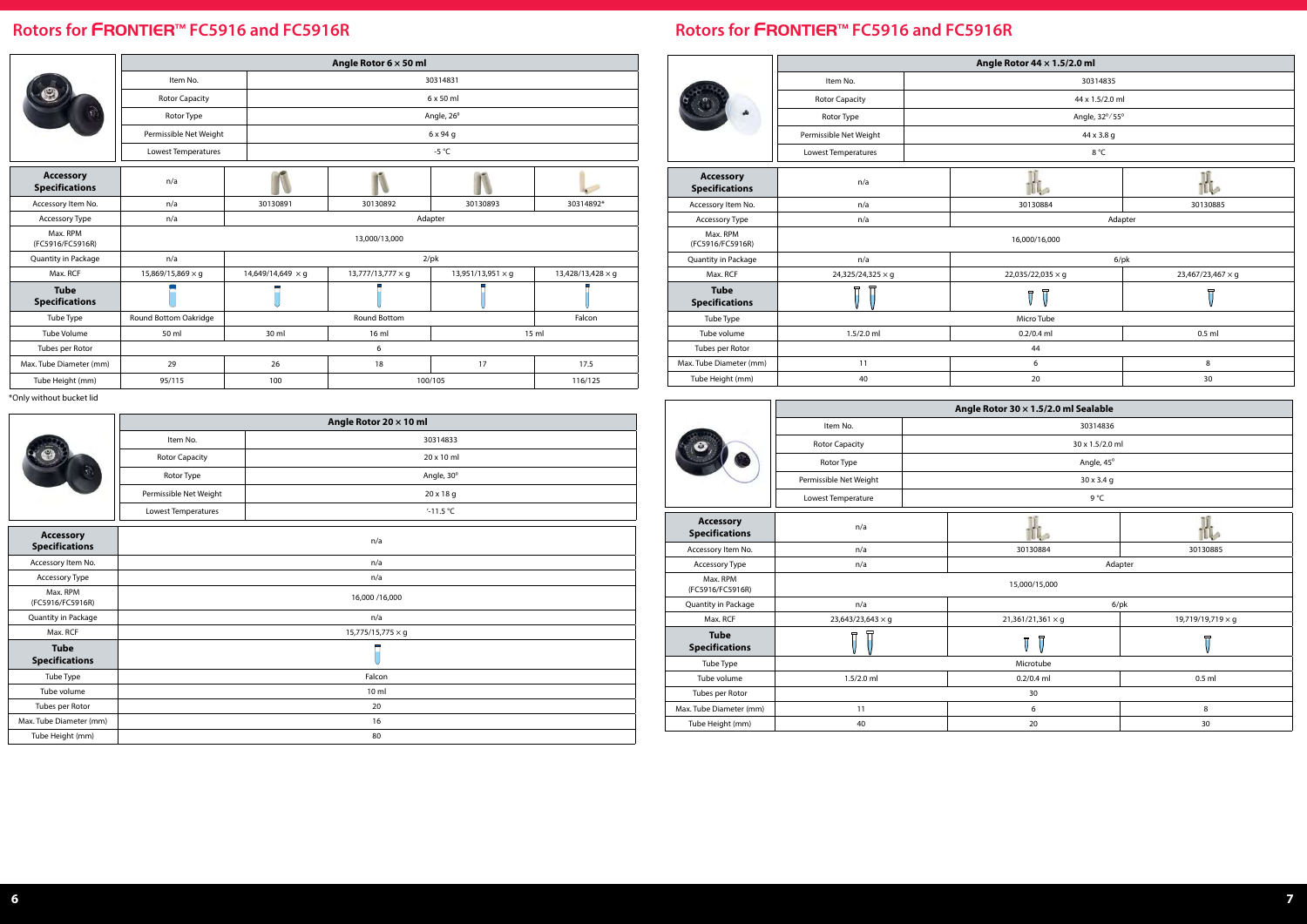## Rotors for FRONTIER™ FC5916 and FC5916R

| | Angle Rotor 6 × 50 ml |
|---|---|
| Item No. | 30314831 |
| Rotor Capacity | 6 x 50 ml |
| Rotor Type | Angle, 26º |
| Permissible Net Weight | 6 x 94 g |
| Lowest Temperatures | -5 °C |

| Accessory Specifications | n/a | | | | |
|---|---|---|---|---|---|
| Accessory Item No. | n/a | 30130891 | 30130892 | 30130893 | 30314892* |
| Accessory Type | n/a | Adapter | | | |
| Max. RPM (FC5916/FC5916R) | 13,000/13,000 | | | | |
| Quantity in Package | n/a | 2/pk | | | |
| Max. RCF | 15,869/15,869 × g | 14,649/14,649 × g | 13,777/13,777 × g | 13,951/13,951 × g | 13,428/13,428 × g |
| **Tube Specifications** | | | | | |
| Tube Type | Round Bottom Oakridge | Round Bottom | | | Falcon |
| Tube Volume | 50 ml | 30 ml | 16 ml | 15 ml | |
| Tubes per Rotor | 6 | | | | |
| Max. Tube Diameter (mm) | 29 | 26 | 18 | 17 | 17.5 |
| Tube Height (mm) | 95/115 | 100 | 100/105 | | 116/125 |

*Only without bucket lid

| | Angle Rotor 20 × 10 ml |
|---|---|
| Item No. | 30314833 |
| Rotor Capacity | 20 x 10 ml |
| Rotor Type | Angle, 30º |
| Permissible Net Weight | 20 x 18 g |
| Lowest Temperatures | '-11.5 °C |

| Accessory Specifications | n/a |
|---|---|
| Accessory Item No. | n/a |
| Accessory Type | n/a |
| Max. RPM (FC5916/FC5916R) | 16,000 /16,000 |
| Quantity in Package | n/a |
| Max. RCF | 15,775/15,775 × g |
| **Tube Specifications** | |
| Tube Type | Falcon |
| Tube volume | 10 ml |
| Tubes per Rotor | 20 |
| Max. Tube Diameter (mm) | 16 |
| Tube Height (mm) | 80 |

## Rotors for FRONTIER™ FC5916 and FC5916R

| | Angle Rotor 44 × 1.5/2.0 ml |
|---|---|
| Item No. | 30314835 |
| Rotor Capacity | 44 x 1.5/2.0 ml |
| Rotor Type | Angle, 32º/55º |
| Permissible Net Weight | 44 x 3.8 g |
| Lowest Temperatures | 8 °C |

| Accessory Specifications | n/a | | |
|---|---|---|---|
| Accessory Item No. | n/a | 30130884 | 30130885 |
| Accessory Type | n/a | Adapter | |
| Max. RPM (FC5916/FC5916R) | 16,000/16,000 | | |
| Quantity in Package | n/a | 6/pk | |
| Max. RCF | 24,325/24,325 × g | 22,035/22,035 × g | 23,467/23,467 × g |
| **Tube Specifications** | | | |
| Tube Type | Micro Tube | | |
| Tube volume | 1.5/2.0 ml | 0.2/0.4 ml | 0.5 ml |
| Tubes per Rotor | 44 | | |
| Max. Tube Diameter (mm) | 11 | 6 | 8 |
| Tube Height (mm) | 40 | 20 | 30 |

| | Angle Rotor 30 × 1.5/2.0 ml Sealable |
|---|---|
| Item No. | 30314836 |
| Rotor Capacity | 30 x 1.5/2.0 ml |
| Rotor Type | Angle, 45º |
| Permissible Net Weight | 30 x 3.4 g |
| Lowest Temperature | 9 °C |

| Accessory Specifications | n/a | | |
|---|---|---|---|
| Accessory Item No. | n/a | 30130884 | 30130885 |
| Accessory Type | n/a | Adapter | |
| Max. RPM (FC5916/FC5916R) | 15,000/15,000 | | |
| Quantity in Package | n/a | 6/pk | |
| Max. RCF | 23,643/23,643 × g | 21,361/21,361 × g | 19,719/19,719 × g |
| **Tube Specifications** | | | |
| Tube Type | Microtube | | |
| Tube volume | 1.5/2.0 ml | 0.2/0.4 ml | 0.5 ml |
| Tubes per Rotor | 30 | | |
| Max. Tube Diameter (mm) | 11 | 6 | 8 |
| Tube Height (mm) | 40 | 20 | 30 |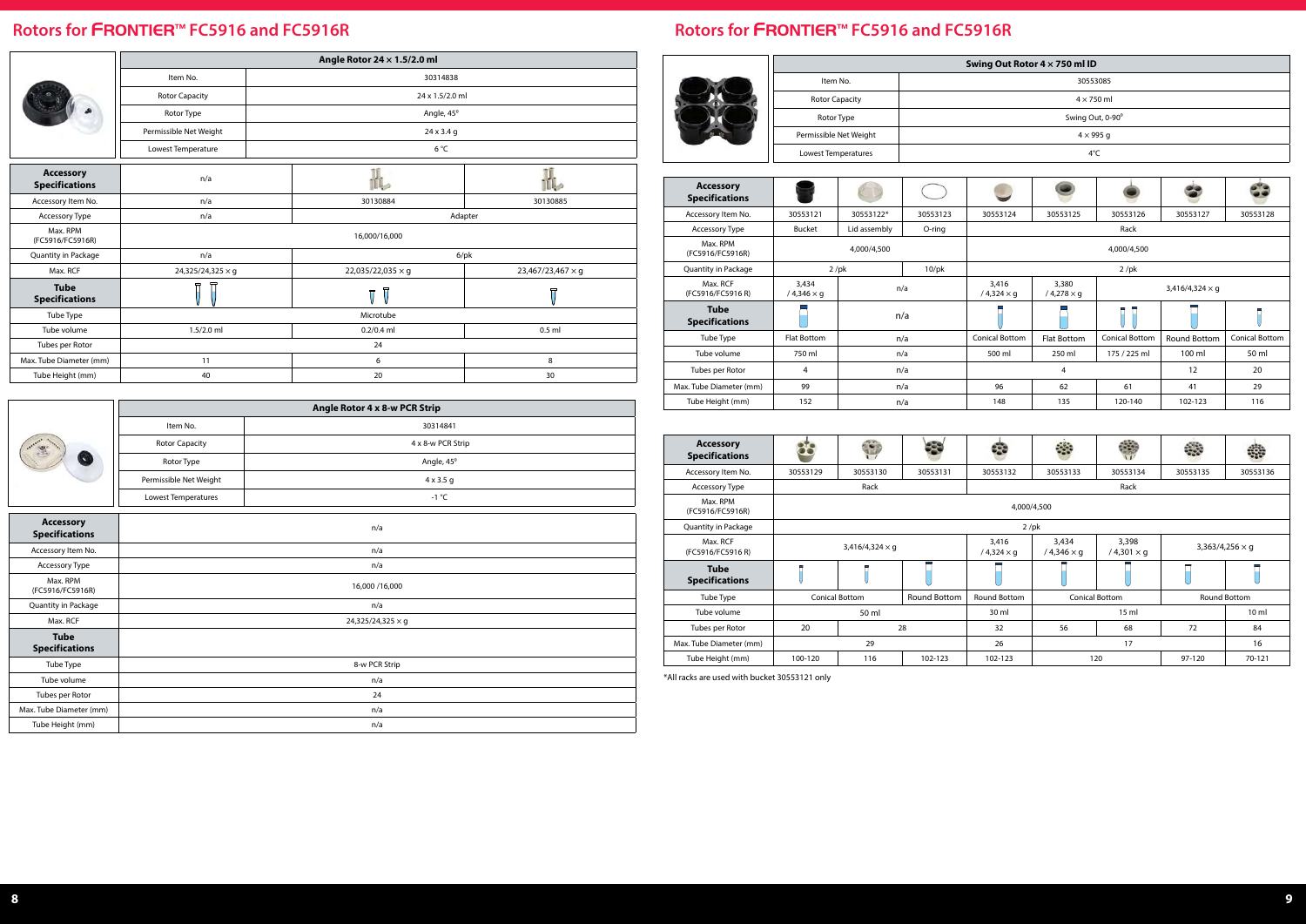## Rotors for FRONTIER™ FC5916 and FC5916R

| Angle Rotor 24 × 1.5/2.0 ml | |
|---|---|
| Item No. | 30314838 |
| Rotor Capacity | 24 x 1.5/2.0 ml |
| Rotor Type | Angle, 45° |
| Permissible Net Weight | 24 x 3.4 g |
| Lowest Temperature | 6 °C |

| **Accessory Specifications** | n/a | | |
|---|---|---|---|
| Accessory Item No. | n/a | 30130884 | 30130885 |
| Accessory Type | n/a | Adapter | |
| Max. RPM (FC5916/FC5916R) | 16,000/16,000 | | |
| Quantity in Package | n/a | 6/pk | |
| Max. RCF | 24,325/24,325 × g | 22,035/22,035 × g | 23,467/23,467 × g |
| **Tube Specifications** | | | |
| Tube Type | Microtube | | |
| Tube volume | 1.5/2.0 ml | 0.2/0.4 ml | 0.5 ml |
| Tubes per Rotor | 24 | | |
| Max. Tube Diameter (mm) | 11 | 6 | 8 |
| Tube Height (mm) | 40 | 20 | 30 |

| Angle Rotor 4 x 8-w PCR Strip | |
|---|---|
| Item No. | 30314841 |
| Rotor Capacity | 4 x 8-w PCR Strip |
| Rotor Type | Angle, 45° |
| Permissible Net Weight | 4 x 3.5 g |
| Lowest Temperatures | -1 °C |

| **Accessory Specifications** | n/a |
|---|---|
| Accessory Item No. | n/a |
| Accessory Type | n/a |
| Max. RPM (FC5916/FC5916R) | 16,000 /16,000 |
| Quantity in Package | n/a |
| Max. RCF | 24,325/24,325 × g |
| **Tube Specifications** | |
| Tube Type | 8-w PCR Strip |
| Tube volume | n/a |
| Tubes per Rotor | 24 |
| Max. Tube Diameter (mm) | n/a |
| Tube Height (mm) | n/a |

## Rotors for FRONTIER™ FC5916 and FC5916R

| Swing Out Rotor 4 × 750 ml ID | |
|---|---|
| Item No. | 30553085 |
| Rotor Capacity | 4 × 750 ml |
| Rotor Type | Swing Out, 0-90° |
| Permissible Net Weight | 4 × 995 g |
| Lowest Temperatures | 4°C |

| **Accessory Specifications** | | | | | | | | |
|---|---|---|---|---|---|---|---|---|
| Accessory Item No. | 30553121 | 30553122* | 30553123 | 30553124 | 30553125 | 30553126 | 30553127 | 30553128 |
| Accessory Type | Bucket | Lid assembly | O-ring | Rack | | | | |
| Max. RPM (FC5916/FC5916R) | 4,000/4,500 | | | 4,000/4,500 | | | | |
| Quantity in Package | 2 /pk | | 10/pk | 2 /pk | | | | |
| Max. RCF (FC5916/FC5916 R) | 3,434 / 4,346 × g | n/a | | 3,416 / 4,324 × g | 3,380 / 4,278 × g | 3,416/4,324 × g | | |
| **Tube Specifications** | | n/a | | | | | | |
| Tube Type | Flat Bottom | n/a | | Conical Bottom | Flat Bottom | Conical Bottom | Round Bottom | Conical Bottom |
| Tube volume | 750 ml | n/a | | 500 ml | 250 ml | 175 / 225 ml | 100 ml | 50 ml |
| Tubes per Rotor | 4 | n/a | | 4 | | | 12 | 20 |
| Max. Tube Diameter (mm) | 99 | n/a | | 96 | 62 | 61 | 41 | 29 |
| Tube Height (mm) | 152 | n/a | | 148 | 135 | 120-140 | 102-123 | 116 |

| **Accessory Specifications** | | | | | | | | |
|---|---|---|---|---|---|---|---|---|
| Accessory Item No. | 30553129 | 30553130 | 30553131 | 30553132 | 30553133 | 30553134 | 30553135 | 30553136 |
| Accessory Type | Rack | | | Rack | | | | |
| Max. RPM (FC5916/FC5916R) | 4,000/4,500 | | | | | | | |
| Quantity in Package | 2 /pk | | | | | | | |
| Max. RCF (FC5916/FC5916 R) | 3,416/4,324 × g | | | 3,416 / 4,324 × g | 3,434 / 4,346 × g | 3,398 / 4,301 × g | 3,363/4,256 × g | |
| **Tube Specifications** | | | | | | | | |
| Tube Type | Conical Bottom | | Round Bottom | Round Bottom | Conical Bottom | | Round Bottom | |
| Tube volume | 50 ml | | | 30 ml | 15 ml | | | 10 ml |
| Tubes per Rotor | 20 | 28 | | 32 | 56 | 68 | 72 | 84 |
| Max. Tube Diameter (mm) | 29 | | | 26 | 17 | | | 16 |
| Tube Height (mm) | 100-120 | 116 | 102-123 | 102-123 | 120 | | 97-120 | 70-121 |

*All racks are used with bucket 30553121 only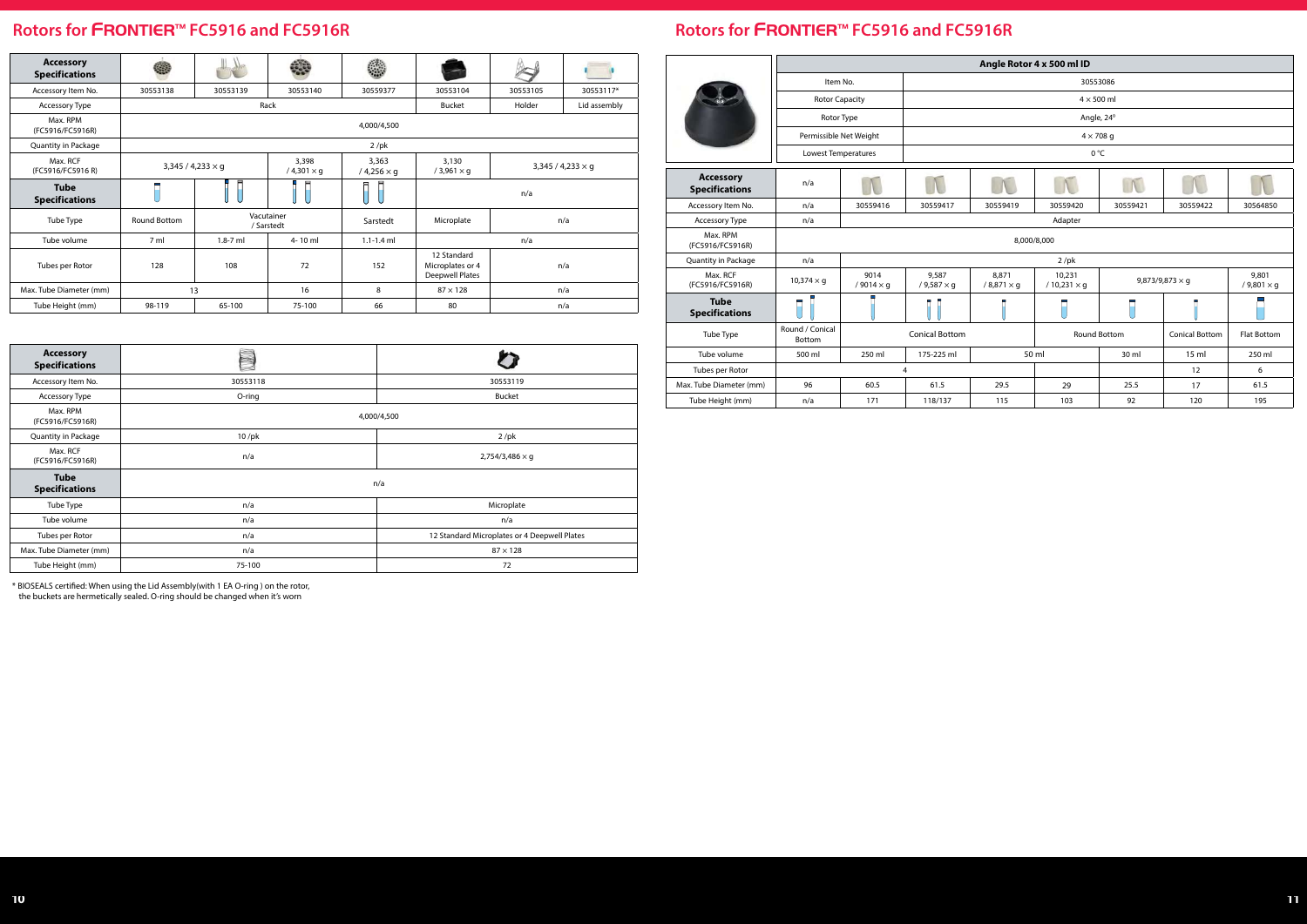## Rotors for FRONTIER™ FC5916 and FC5916R

| Accessory Specifications | | | | | | | |
|---|---|---|---|---|---|---|---|
| Accessory Item No. | 30553138 | 30553139 | 30553140 | 30559377 | 30553104 | 30553105 | 30553117* |
| Accessory Type | Rack | | | | Bucket | Holder | Lid assembly |
| Max. RPM (FC5916/FC5916R) | 4,000/4,500 | | | | | | |
| Quantity in Package | 2 /pk | | | | | | |
| Max. RCF (FC5916/FC5916 R) | 3,345 / 4,233 × g | | 3,398 / 4,301 × g | 3,363 / 4,256 × g | 3,130 / 3,961 × g | 3,345 / 4,233 × g | |
| **Tube Specifications** | | | | | n/a | | |
| Tube Type | Round Bottom | Vacutainer / Sarstedt | | Sarstedt | Microplate | n/a | |
| Tube volume | 7 ml | 1.8-7 ml | 4- 10 ml | 1.1-1.4 ml | n/a | | |
| Tubes per Rotor | 128 | 108 | 72 | 152 | 12 Standard Microplates or 4 Deepwell Plates | n/a | |
| Max. Tube Diameter (mm) | 13 | | 16 | 8 | 87 × 128 | n/a | |
| Tube Height (mm) | 98-119 | 65-100 | 75-100 | 66 | 80 | n/a | |

| Accessory Specifications | | |
|---|---|---|
| Accessory Item No. | 30553118 | 30553119 |
| Accessory Type | O-ring | Bucket |
| Max. RPM (FC5916/FC5916R) | 4,000/4,500 | |
| Quantity in Package | 10 /pk | 2 /pk |
| Max. RCF (FC5916/FC5916R) | n/a | 2,754/3,486 × g |
| **Tube Specifications** | n/a | |
| Tube Type | n/a | Microplate |
| Tube volume | n/a | n/a |
| Tubes per Rotor | n/a | 12 Standard Microplates or 4 Deepwell Plates |
| Max. Tube Diameter (mm) | n/a | 87 × 128 |
| Tube Height (mm) | 75-100 | 72 |

* BIOSEALS certified: When using the Lid Assembly(with 1 EA O-ring ) on the rotor, the buckets are hermetically sealed. O-ring should be changed when it's worn

## Rotors for FRONTIER™ FC5916 and FC5916R

| Angle Rotor 4 x 500 ml ID | |
|---|---|
| Item No. | 30553086 |
| Rotor Capacity | 4 × 500 ml |
| Rotor Type | Angle, 24° |
| Permissible Net Weight | 4 × 708 g |
| Lowest Temperatures | 0 °C |

| Accessory Specifications | n/a | | | | | | | |
|---|---|---|---|---|---|---|---|---|
| Accessory Item No. | n/a | 30559416 | 30559417 | 30559419 | 30559420 | 30559421 | 30559422 | 30564850 |
| Accessory Type | n/a | Adapter | | | | | | |
| Max. RPM (FC5916/FC5916R) | 8,000/8,000 | | | | | | | |
| Quantity in Package | n/a | 2 /pk | | | | | | |
| Max. RCF (FC5916/FC5916R) | 10,374 × g | 9014 / 9014 × g | 9,587 / 9,587 × g | 8,871 / 8,871 × g | 10,231 / 10,231 × g | 9,873/9,873 × g | | 9,801 / 9,801 × g |
| **Tube Specifications** | | | | | | | | |
| Tube Type | Round / Conical Bottom | Conical Bottom | | | Round Bottom | | Conical Bottom | Flat Bottom |
| Tube volume | 500 ml | 250 ml | 175-225 ml | 50 ml | | 30 ml | 15 ml | 250 ml |
| Tubes per Rotor | 4 | | | | | | 12 | 6 |
| Max. Tube Diameter (mm) | 96 | 60.5 | 61.5 | 29.5 | 29 | 25.5 | 17 | 61.5 |
| Tube Height (mm) | n/a | 171 | 118/137 | 115 | 103 | 92 | 120 | 195 |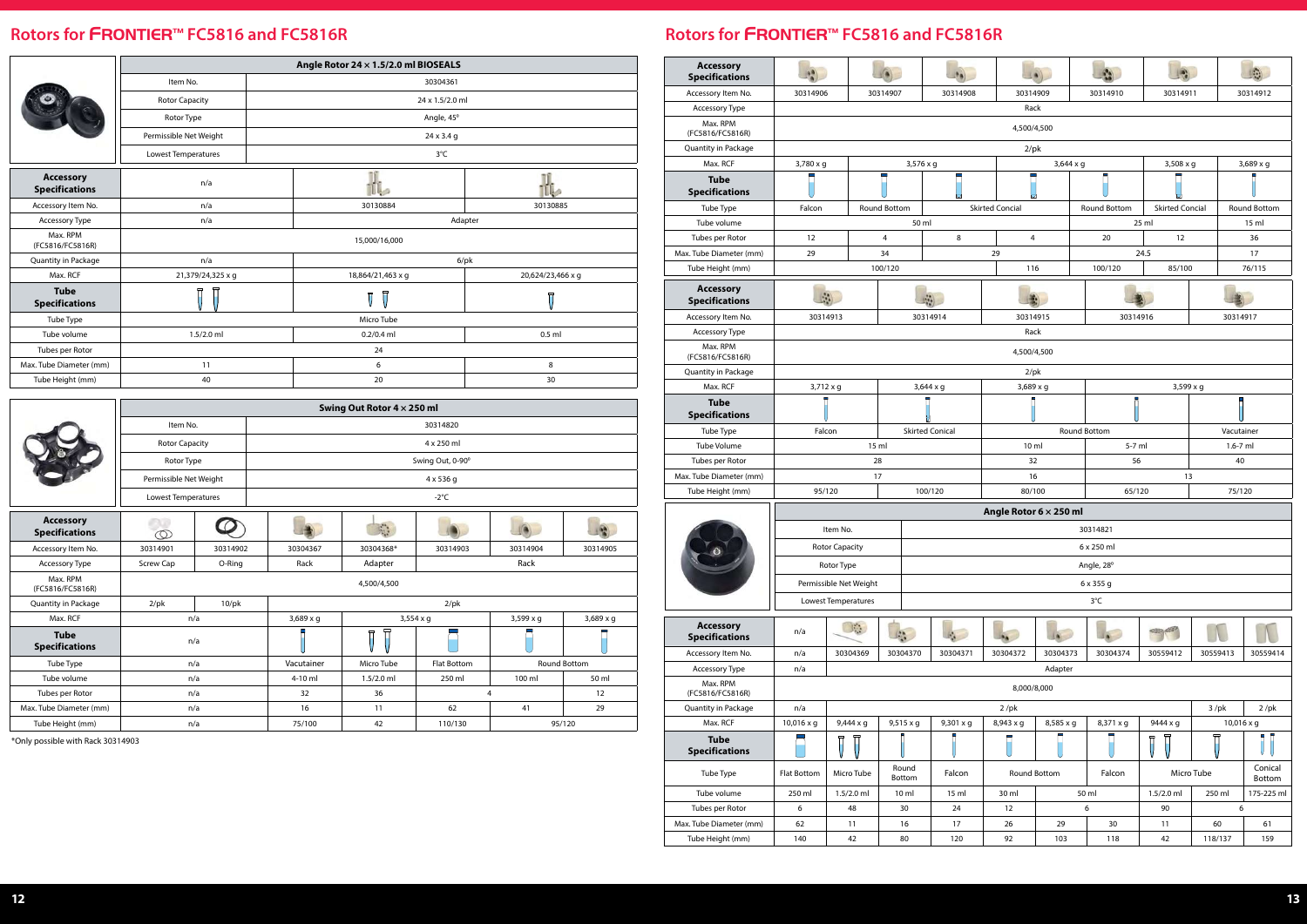## Rotors for FRONTIER™ FC5816 and FC5816R

| Angle Rotor 24 × 1.5/2.0 ml BIOSEALS | |
|---|---|
| Item No. | 30304361 |
| Rotor Capacity | 24 x 1.5/2.0 ml |
| Rotor Type | Angle, 45° |
| Permissible Net Weight | 24 x 3.4 g |
| Lowest Temperatures | 3°C |

| Accessory Specifications | n/a | | |
|---|---|---|---|
| Accessory Item No. | n/a | 30130884 | 30130885 |
| Accessory Type | n/a | Adapter | |
| Max. RPM (FC5816/FC5816R) | 15,000/16,000 | | |
| Quantity in Package | n/a | 6/pk | |
| Max. RCF | 21,379/24,325 x g | 18,864/21,463 x g | 20,624/23,466 x g |
| **Tube Specifications** | | | |
| Tube Type | Micro Tube | | |
| Tube volume | 1.5/2.0 ml | 0.2/0.4 ml | 0.5 ml |
| Tubes per Rotor | 24 | | |
| Max. Tube Diameter (mm) | 11 | 6 | 8 |
| Tube Height (mm) | 40 | 20 | 30 |

| Swing Out Rotor 4 × 250 ml | |
|---|---|
| Item No. | 30314820 |
| Rotor Capacity | 4 x 250 ml |
| Rotor Type | Swing Out, 0-90° |
| Permissible Net Weight | 4 x 536 g |
| Lowest Temperatures | -2°C |

| Accessory Specifications | | | | | | | |
|---|---|---|---|---|---|---|---|
| Accessory Item No. | 30314901 | 30314902 | 30304367 | 30304368* | 30314903 | 30314904 | 30314905 |
| Accessory Type | Screw Cap | O-Ring | Rack | Adapter | Rack | | |
| Max. RPM (FC5816/FC5816R) | 4,500/4,500 | | | | | | |
| Quantity in Package | 2/pk | 10/pk | 2/pk | | | | |
| Max. RCF | n/a | | 3,689 x g | 3,554 x g | | 3,599 x g | 3,689 x g |
| **Tube Specifications** | n/a | | | | | | |
| Tube Type | n/a | | Vacutainer | Micro Tube | Flat Bottom | Round Bottom | |
| Tube volume | n/a | | 4-10 ml | 1.5/2.0 ml | 250 ml | 100 ml | 50 ml |
| Tubes per Rotor | n/a | | 32 | 36 | 4 | | 12 |
| Max. Tube Diameter (mm) | n/a | | 16 | 11 | 62 | 41 | 29 |
| Tube Height (mm) | n/a | | 75/100 | 42 | 110/130 | 95/120 | |

*Only possible with Rack 30314903

## Rotors for FRONTIER™ FC5816 and FC5816R

| Accessory Specifications | | | | | | | |
|---|---|---|---|---|---|---|---|
| Accessory Item No. | 30314906 | 30314907 | 30314908 | 30314909 | 30314910 | 30314911 | 30314912 |
| Accessory Type | Rack | | | | | | |
| Max. RPM (FC5816/FC5816R) | 4,500/4,500 | | | | | | |
| Quantity in Package | 2/pk | | | | | | |
| Max. RCF | 3,780 x g | 3,576 x g | | 3,644 x g | | 3,508 x g | 3,689 x g |
| **Tube Specifications** | | | | | | | |
| Tube Type | Falcon | Round Bottom | Skirted Concial | | Round Bottom | Skirted Concial | Round Bottom |
| Tube volume | 50 ml | | | | 25 ml | | 15 ml |
| Tubes per Rotor | 12 | 4 | 8 | 4 | 20 | 12 | 36 |
| Max. Tube Diameter (mm) | 29 | 34 | 29 | | 24.5 | | 17 |
| Tube Height (mm) | 100/120 | | | 116 | 100/120 | 85/100 | 76/115 |

| Accessory Specifications | | | | | |
|---|---|---|---|---|---|
| Accessory Item No. | 30314913 | 30314914 | 30314915 | 30314916 | 30314917 |
| Accessory Type | Rack | | | | |
| Max. RPM (FC5816/FC5816R) | 4,500/4,500 | | | | |
| Quantity in Package | 2/pk | | | | |
| Max. RCF | 3,712 x g | 3,644 x g | 3,689 x g | 3,599 x g | |
| **Tube Specifications** | | | | | |
| Tube Type | Falcon | Skirted Conical | Round Bottom | | Vacutainer |
| Tube Volume | 15 ml | | 10 ml | 5-7 ml | 1.6-7 ml |
| Tubes per Rotor | 28 | | 32 | 56 | 40 |
| Max. Tube Diameter (mm) | 17 | | 16 | 13 | |
| Tube Height (mm) | 95/120 | 100/120 | 80/100 | 65/120 | 75/120 |

| Angle Rotor 6 × 250 ml | |
|---|---|
| Item No. | 30314821 |
| Rotor Capacity | 6 x 250 ml |
| Rotor Type | Angle, 28° |
| Permissible Net Weight | 6 x 355 g |
| Lowest Temperatures | 3°C |

| Accessory Specifications | n/a | | | | | | | | | |
|---|---|---|---|---|---|---|---|---|---|---|
| Accessory Item No. | n/a | 30304369 | 30304370 | 30304371 | 30304372 | 30304373 | 30304374 | 30559412 | 30559413 | 30559414 |
| Accessory Type | n/a | Adapter | | | | | | | | |
| Max. RPM (FC5816/FC5816R) | 8,000/8,000 | | | | | | | | | |
| Quantity in Package | n/a | 2 /pk | | | | | | | 3 /pk | 2 /pk |
| Max. RCF | 10,016 x g | 9,444 x g | 9,515 x g | 9,301 x g | 8,943 x g | 8,585 x g | 8,371 x g | 9444 x g | 10,016 x g | |
| **Tube Specifications** | | | | | | | | | | |
| Tube Type | Flat Bottom | Micro Tube | Round Bottom | Falcon | Round Bottom | | Falcon | Micro Tube | | Conical Bottom |
| Tube volume | 250 ml | 1.5/2.0 ml | 10 ml | 15 ml | 30 ml | 50 ml | | 1.5/2.0 ml | 250 ml | 175-225 ml |
| Tubes per Rotor | 6 | 48 | 30 | 24 | 12 | 6 | | 90 | 6 | |
| Max. Tube Diameter (mm) | 62 | 11 | 16 | 17 | 26 | 29 | 30 | 11 | 60 | 61 |
| Tube Height (mm) | 140 | 42 | 80 | 120 | 92 | 103 | 118 | 42 | 118/137 | 159 |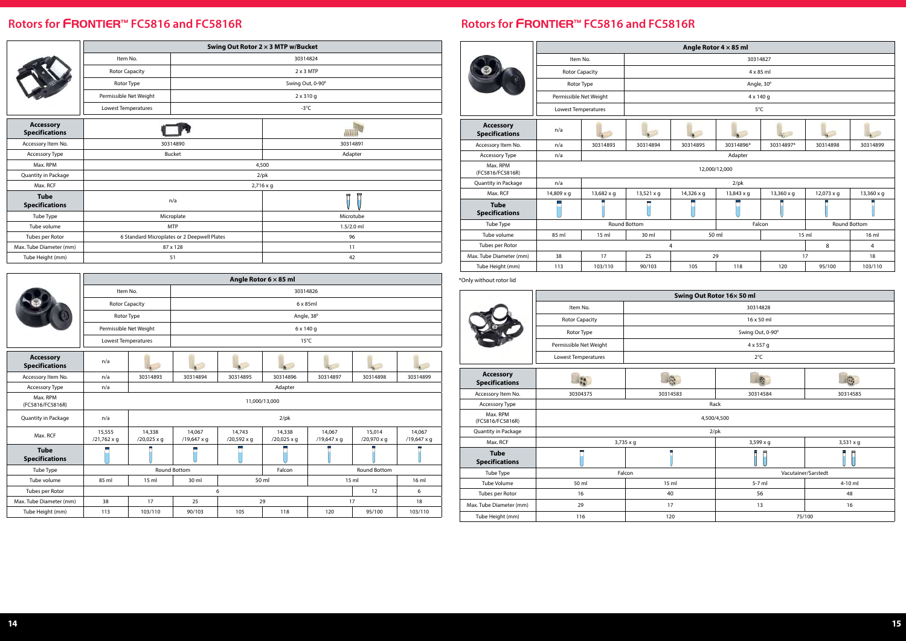## Rotors for FRONTIER™ FC5816 and FC5816R

| Swing Out Rotor 2 × 3 MTP w/Bucket | |
|---|---|
| Item No. | 30314824 |
| Rotor Capacity | 2 x 3 MTP |
| Rotor Type | Swing Out, 0-90° |
| Permissible Net Weight | 2 x 310 g |
| Lowest Temperatures | -3°C |

| Accessory Specifications | | |
|---|---|---|
| Accessory Item No. | 30314890 | 30314891 |
| Accessory Type | Bucket | Adapter |
| Max. RPM | 4,500 | |
| Quantity in Package | 2/pk | |
| Max. RCF | 2,716 x g | |
| **Tube Specifications** | n/a | |
| Tube Type | Microplate | Microtube |
| Tube volume | MTP | 1.5/2.0 ml |
| Tubes per Rotor | 6 Standard Microplates or 2 Deepwell Plates | 96 |
| Max. Tube Diameter (mm) | 87 x 128 | 11 |
| Tube Height (mm) | 51 | 42 |

| Angle Rotor 6 × 85 ml | |
|---|---|
| Item No. | 30314826 |
| Rotor Capacity | 6 x 85ml |
| Rotor Type | Angle, 38° |
| Permissible Net Weight | 6 x 140 g |
| Lowest Temperatures | 15°C |

| Accessory Specifications | n/a | | | | | | | |
|---|---|---|---|---|---|---|---|---|
| Accessory Item No. | n/a | 30314893 | 30314894 | 30314895 | 30314896 | 30314897 | 30314898 | 30314899 |
| Accessory Type | n/a | Adapter | | | | | | |
| Max. RPM (FC5816/FC5816R) | 11,000/13,000 | | | | | | | |
| Quantity in Package | n/a | 2/pk | | | | | | |
| Max. RCF | 15,555 /21,762 x g | 14,338 /20,025 x g | 14,067 /19,647 x g | 14,743 /20,592 x g | 14,338 /20,025 x g | 14,067 /19,647 x g | 15,014 /20,970 x g | 14,067 /19,647 x g |
| **Tube Specifications** | | | | | | | | |
| Tube Type | Round Bottom | | | | Falcon | Round Bottom | | |
| Tube volume | 85 ml | 15 ml | 30 ml | 50 ml | | 15 ml | | 16 ml |
| Tubes per Rotor | 6 | | | | | | 12 | 6 |
| Max. Tube Diameter (mm) | 38 | 17 | 25 | 29 | | 17 | | 18 |
| Tube Height (mm) | 113 | 103/110 | 90/103 | 105 | 118 | 120 | 95/100 | 103/110 |

| Angle Rotor 4 × 85 ml | |
|---|---|
| Item No. | 30314827 |
| Rotor Capacity | 4 x 85 ml |
| Rotor Type | Angle, 30° |
| Permissible Net Weight | 4 x 140 g |
| Lowest Temperatures | 5°C |

| Accessory Specifications | n/a | | | | | | | |
|---|---|---|---|---|---|---|---|---|
| Accessory Item No. | n/a | 30314893 | 30314894 | 30314895 | 30314896* | 30314897* | 30314898 | 30314899 |
| Accessory Type | n/a | Adapter | | | | | | |
| Max. RPM (FC5816/FC5816R) | 12,000/12,000 | | | | | | | |
| Quantity in Package | n/a | 2/pk | | | | | | |
| Max. RCF | 14,809 x g | 13,682 x g | 13,521 x g | 14,326 x g | 13,843 x g | 13,360 x g | 12,073 x g | 13,360 x g |
| **Tube Specifications** | | | | | | | | |
| Tube Type | Round Bottom | | | | Falcon | | Round Bottom | |
| Tube volume | 85 ml | 15 ml | 30 ml | 50 ml | | 15 ml | | 16 ml |
| Tubes per Rotor | 4 | | | | | | 8 | 4 |
| Max. Tube Diameter (mm) | 38 | 17 | 25 | 29 | | 17 | | 18 |
| Tube Height (mm) | 113 | 103/110 | 90/103 | 105 | 118 | 120 | 95/100 | 103/110 |

*Only without rotor lid

| Swing Out Rotor 16× 50 ml | |
|---|---|
| Item No. | 30314828 |
| Rotor Capacity | 16 x 50 ml |
| Rotor Type | Swing Out, 0-90° |
| Permissible Net Weight | 4 x 557 g |
| Lowest Temperatures | 2°C |

| Accessory Specifications | | | | |
|---|---|---|---|---|
| Accessory Item No. | 30304375 | 30314583 | 30314584 | 30314585 |
| Accessory Type | Rack | | | |
| Max. RPM (FC5816/FC5816R) | 4,500/4,500 | | | |
| Quantity in Package | 2/pk | | | |
| Max. RCF | 3,735 x g | | 3,599 x g | 3,531 x g |
| **Tube Specifications** | | | | |
| Tube Type | Falcon | | Vacutainer/Sarstedt | |
| Tube Volume | 50 ml | 15 ml | 5-7 ml | 4-10 ml |
| Tubes per Rotor | 16 | 40 | 56 | 48 |
| Max. Tube Diameter (mm) | 29 | 17 | 13 | 16 |
| Tube Height (mm) | 116 | 120 | 75/100 | |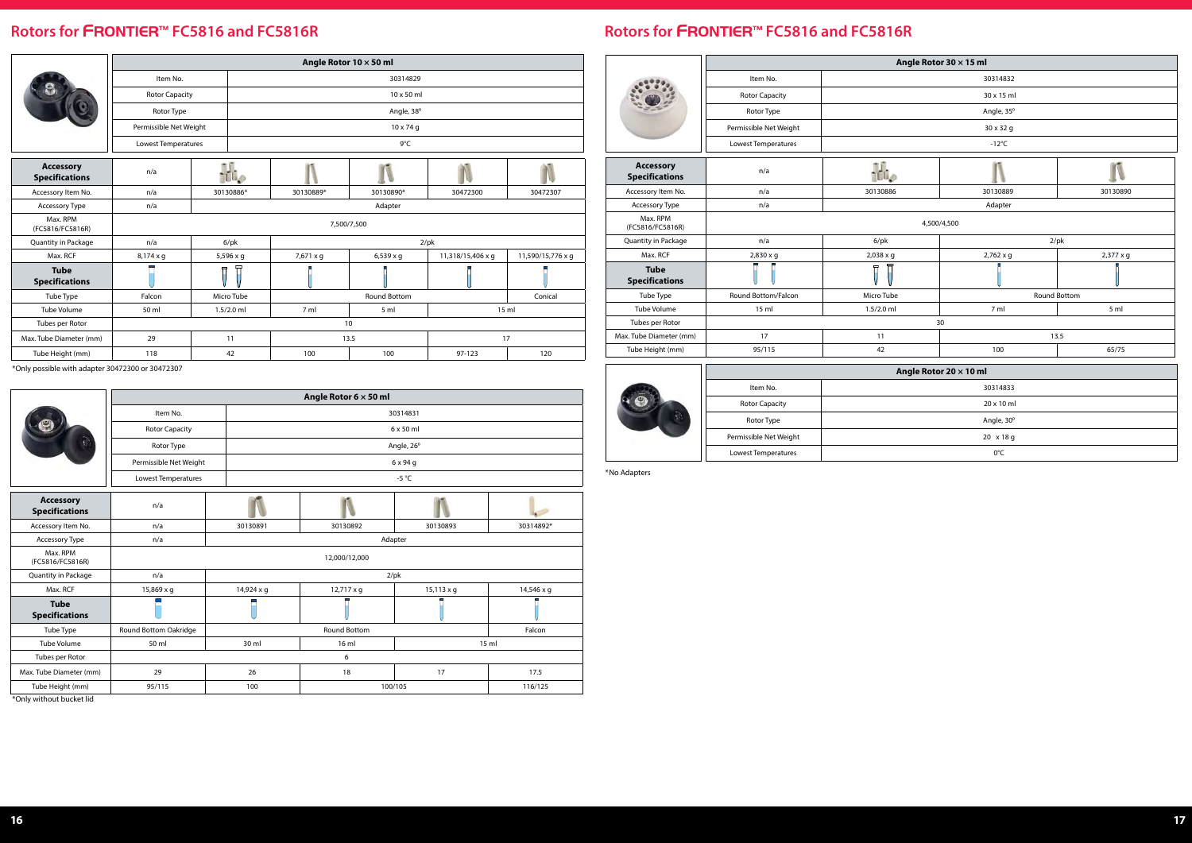## Rotors for FRONTIER™ FC5816 and FC5816R

| Angle Rotor 10 × 50 ml | |
|---|---|
| Item No. | 30314829 |
| Rotor Capacity | 10 x 50 ml |
| Rotor Type | Angle, 38º |
| Permissible Net Weight | 10 x 74 g |
| Lowest Temperatures | 9°C |

| Accessory Specifications | n/a | | | | | |
|---|---|---|---|---|---|---|
| Accessory Item No. | n/a | 30130886* | 30130889* | 30130890* | 30472300 | 30472307 |
| Accessory Type | n/a | Adapter | | | | |
| Max. RPM (FC5816/FC5816R) | 7,500/7,500 | | | | | |
| Quantity in Package | n/a | 6/pk | 2/pk | | | |
| Max. RCF | 8,174 x g | 5,596 x g | 7,671 x g | 6,539 x g | 11,318/15,406 x g | 11,590/15,776 x g |
| **Tube Specifications** | | | | | | |
| Tube Type | Falcon | Micro Tube | Round Bottom | | | Conical |
| Tube Volume | 50 ml | 1.5/2.0 ml | 7 ml | 5 ml | 15 ml | |
| Tubes per Rotor | 10 | | | | | |
| Max. Tube Diameter (mm) | 29 | 11 | 13.5 | | 17 | |
| Tube Height (mm) | 118 | 42 | 100 | 100 | 97-123 | 120 |

*Only possible with adapter 30472300 or 30472307

| Angle Rotor 6 × 50 ml | |
|---|---|
| Item No. | 30314831 |
| Rotor Capacity | 6 x 50 ml |
| Rotor Type | Angle, 26º |
| Permissible Net Weight | 6 x 94 g |
| Lowest Temperatures | -5 °C |

| Accessory Specifications | n/a | | | | |
|---|---|---|---|---|---|
| Accessory Item No. | n/a | 30130891 | 30130892 | 30130893 | 30314892* |
| Accessory Type | n/a | Adapter | | | |
| Max. RPM (FC5816/FC5816R) | 12,000/12,000 | | | | |
| Quantity in Package | n/a | 2/pk | | | |
| Max. RCF | 15,869 x g | 14,924 x g | 12,717 x g | 15,113 x g | 14,546 x g |
| **Tube Specifications** | | | | | |
| Tube Type | Round Bottom Oakridge | Round Bottom | | | Falcon |
| Tube Volume | 50 ml | 30 ml | 16 ml | 15 ml | |
| Tubes per Rotor | 6 | | | | |
| Max. Tube Diameter (mm) | 29 | 26 | 18 | 17 | 17.5 |
| Tube Height (mm) | 95/115 | 100 | 100/105 | | 116/125 |

*Only without bucket lid

## Rotors for FRONTIER™ FC5816 and FC5816R

| Angle Rotor 30 × 15 ml | |
|---|---|
| Item No. | 30314832 |
| Rotor Capacity | 30 x 15 ml |
| Rotor Type | Angle, 35º |
| Permissible Net Weight | 30 x 32 g |
| Lowest Temperatures | -12°C |

| Accessory Specifications | n/a | | | |
|---|---|---|---|---|
| Accessory Item No. | n/a | 30130886 | 30130889 | 30130890 |
| Accessory Type | n/a | Adapter | | |
| Max. RPM (FC5816/FC5816R) | 4,500/4,500 | | | |
| Quantity in Package | n/a | 6/pk | 2/pk | |
| Max. RCF | 2,830 x g | 2,038 x g | 2,762 x g | 2,377 x g |
| **Tube Specifications** | | | | |
| Tube Type | Round Bottom/Falcon | Micro Tube | Round Bottom | |
| Tube Volume | 15 ml | 1.5/2.0 ml | 7 ml | 5 ml |
| Tubes per Rotor | 30 | | | |
| Max. Tube Diameter (mm) | 17 | 11 | 13.5 | |
| Tube Height (mm) | 95/115 | 42 | 100 | 65/75 |

| Angle Rotor 20 × 10 ml | |
|---|---|
| Item No. | 30314833 |
| Rotor Capacity | 20 x 10 ml |
| Rotor Type | Angle, 30º |
| Permissible Net Weight | 20 x 18 g |
| Lowest Temperatures | 0°C |

*No Adapters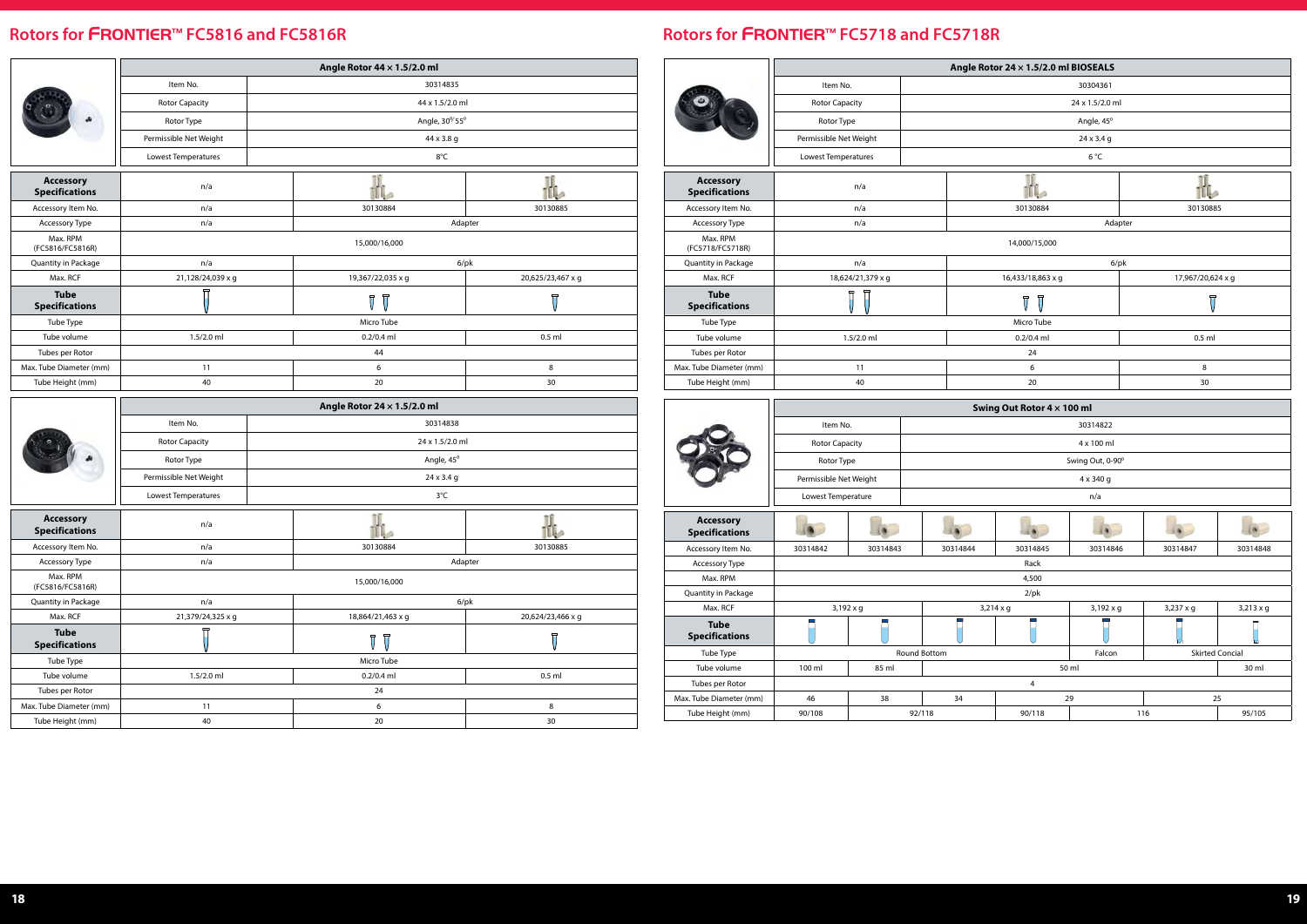## Rotors for FRONTIER™ FC5816 and FC5816R

| | Angle Rotor 44 × 1.5/2.0 ml |
|---|---|
| Item No. | 30314835 |
| Rotor Capacity | 44 x 1.5/2.0 ml |
| Rotor Type | Angle, 30°55° |
| Permissible Net Weight | 44 x 3.8 g |
| Lowest Temperatures | 8°C |

| Accessory Specifications | n/a | | |
|---|---|---|---|
| Accessory Item No. | n/a | 30130884 | 30130885 |
| Accessory Type | n/a | Adapter | |
| Max. RPM (FC5816/FC5816R) | 15,000/16,000 | | |
| Quantity in Package | n/a | 6/pk | |
| Max. RCF | 21,128/24,039 x g | 19,367/22,035 x g | 20,625/23,467 x g |
| **Tube Specifications** | | | |
| Tube Type | Micro Tube | | |
| Tube volume | 1.5/2.0 ml | 0.2/0.4 ml | 0.5 ml |
| Tubes per Rotor | 44 | | |
| Max. Tube Diameter (mm) | 11 | 6 | 8 |
| Tube Height (mm) | 40 | 20 | 30 |

| | Angle Rotor 24 × 1.5/2.0 ml |
|---|---|
| Item No. | 30314838 |
| Rotor Capacity | 24 x 1.5/2.0 ml |
| Rotor Type | Angle, 45° |
| Permissible Net Weight | 24 x 3.4 g |
| Lowest Temperatures | 3°C |

| Accessory Specifications | n/a | | |
|---|---|---|---|
| Accessory Item No. | n/a | 30130884 | 30130885 |
| Accessory Type | n/a | Adapter | |
| Max. RPM (FC5816/FC5816R) | 15,000/16,000 | | |
| Quantity in Package | n/a | 6/pk | |
| Max. RCF | 21,379/24,325 x g | 18,864/21,463 x g | 20,624/23,466 x g |
| **Tube Specifications** | | | |
| Tube Type | Micro Tube | | |
| Tube volume | 1.5/2.0 ml | 0.2/0.4 ml | 0.5 ml |
| Tubes per Rotor | 24 | | |
| Max. Tube Diameter (mm) | 11 | 6 | 8 |
| Tube Height (mm) | 40 | 20 | 30 |

## Rotors for FRONTIER™ FC5718 and FC5718R

| | Angle Rotor 24 × 1.5/2.0 ml BIOSEALS |
|---|---|
| Item No. | 30304361 |
| Rotor Capacity | 24 x 1.5/2.0 ml |
| Rotor Type | Angle, 45° |
| Permissible Net Weight | 24 x 3.4 g |
| Lowest Temperatures | 6 °C |

| Accessory Specifications | n/a | | |
|---|---|---|---|
| Accessory Item No. | n/a | 30130884 | 30130885 |
| Accessory Type | n/a | Adapter | |
| Max. RPM (FC5718/FC5718R) | 14,000/15,000 | | |
| Quantity in Package | n/a | 6/pk | |
| Max. RCF | 18,624/21,379 x g | 16,433/18,863 x g | 17,967/20,624 x g |
| **Tube Specifications** | | | |
| Tube Type | Micro Tube | | |
| Tube volume | 1.5/2.0 ml | 0.2/0.4 ml | 0.5 ml |
| Tubes per Rotor | 24 | | |
| Max. Tube Diameter (mm) | 11 | 6 | 8 |
| Tube Height (mm) | 40 | 20 | 30 |

| | Swing Out Rotor 4 × 100 ml |
|---|---|
| Item No. | 30314822 |
| Rotor Capacity | 4 x 100 ml |
| Rotor Type | Swing Out, 0-90° |
| Permissible Net Weight | 4 x 340 g |
| Lowest Temperature | n/a |

| Accessory Specifications | | | | | | | |
|---|---|---|---|---|---|---|---|
| Accessory Item No. | 30314842 | 30314843 | 30314844 | 30314845 | 30314846 | 30314847 | 30314848 |
| Accessory Type | Rack | | | | | | |
| Max. RPM | 4,500 | | | | | | |
| Quantity in Package | 2/pk | | | | | | |
| Max. RCF | 3,192 x g | | 3,214 x g | | 3,192 x g | 3,237 x g | 3,213 x g |
| **Tube Specifications** | | | | | | | |
| Tube Type | Round Bottom | | | | Falcon | Skirted Concial | |
| Tube volume | 100 ml | 85 ml | 50 ml | | | | 30 ml |
| Tubes per Rotor | 4 | | | | | | |
| Max. Tube Diameter (mm) | 46 | 38 | 34 | 29 | | 25 | |
| Tube Height (mm) | 90/108 | 92/118 | | 90/118 | 116 | | 95/105 |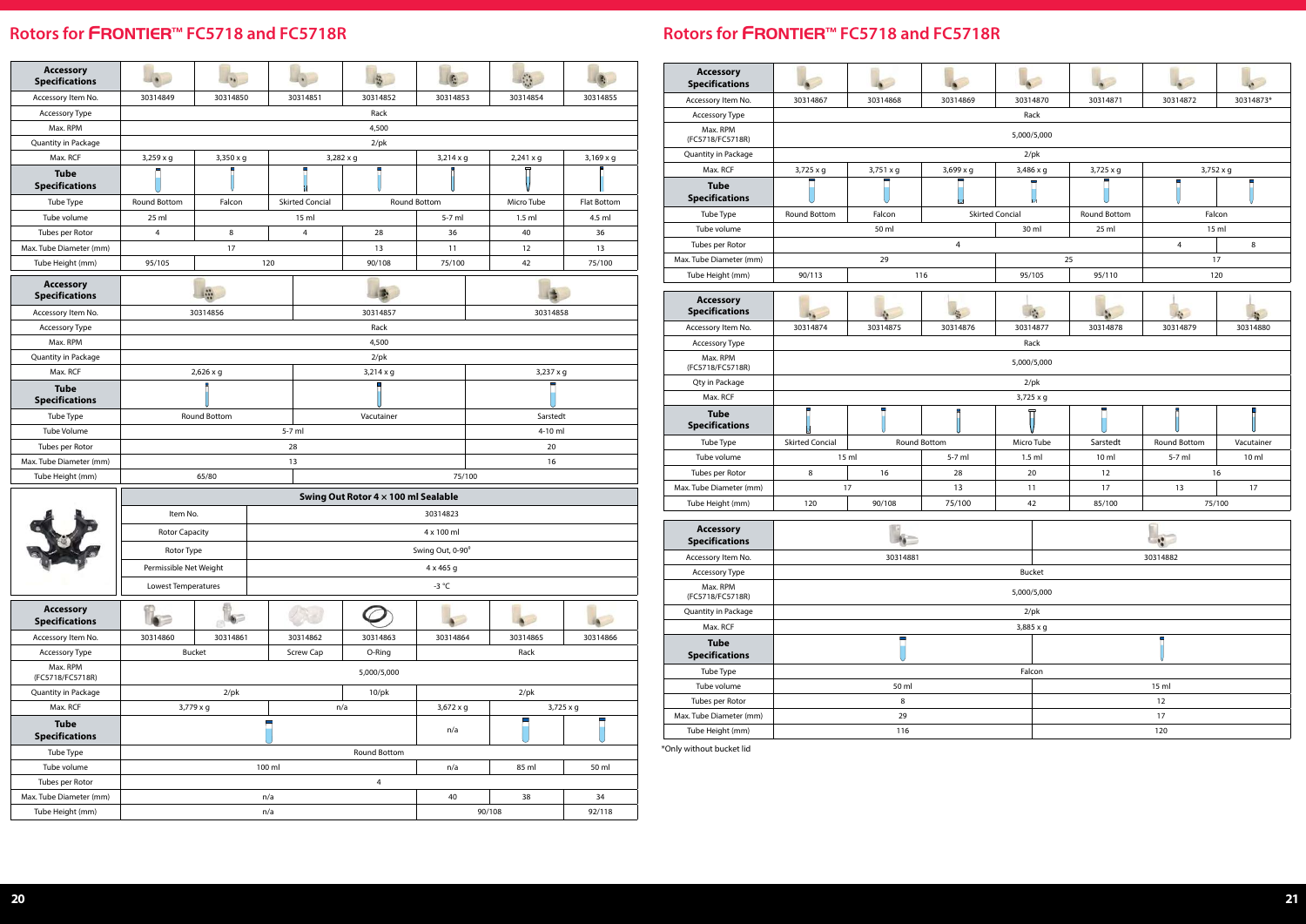## Rotors for FRONTIER™ FC5718 and FC5718R

| Accessory Specifications | | | | | | | |
|---|---|---|---|---|---|---|---|
| Accessory Item No. | 30314849 | 30314850 | 30314851 | 30314852 | 30314853 | 30314854 | 30314855 |
| Accessory Type | Rack | | | | | | |
| Max. RPM | 4,500 | | | | | | |
| Quantity in Package | 2/pk | | | | | | |
| Max. RCF | 3,259 x g | 3,350 x g | 3,282 x g | | 3,214 x g | 2,241 x g | 3,169 x g |
| **Tube Specifications** | | | | | | | |
| Tube Type | Round Bottom | Falcon | Skirted Concial | Round Bottom | | Micro Tube | Flat Bottom |
| Tube volume | 25 ml | 15 ml | | | 5-7 ml | 1.5 ml | 4.5 ml |
| Tubes per Rotor | 4 | 8 | 4 | 28 | 36 | 40 | 36 |
| Max. Tube Diameter (mm) | 17 | | | 13 | 11 | 12 | 13 |
| Tube Height (mm) | 95/105 | 120 | | 90/108 | 75/100 | 42 | 75/100 |

| Accessory Specifications | | | |
|---|---|---|---|
| Accessory Item No. | 30314856 | 30314857 | 30314858 |
| Accessory Type | Rack | | |
| Max. RPM | 4,500 | | |
| Quantity in Package | 2/pk | | |
| Max. RCF | 2,626 x g | 3,214 x g | 3,237 x g |
| **Tube Specifications** | | | |
| Tube Type | Round Bottom | Vacutainer | Sarstedt |
| Tube Volume | 5-7 ml | | 4-10 ml |
| Tubes per Rotor | 28 | | 20 |
| Max. Tube Diameter (mm) | 13 | | 16 |
| Tube Height (mm) | 65/80 | 75/100 | |

| Swing Out Rotor 4 × 100 ml Sealable | |
|---|---|
| Item No. | 30314823 |
| Rotor Capacity | 4 x 100 ml |
| Rotor Type | Swing Out, 0-90° |
| Permissible Net Weight | 4 x 465 g |
| Lowest Temperatures | -3 °C |

| Accessory Specifications | | | | | | | |
|---|---|---|---|---|---|---|---|
| Accessory Item No. | 30314860 | 30314861 | 30314862 | 30314863 | 30314864 | 30314865 | 30314866 |
| Accessory Type | Bucket | | Screw Cap | O-Ring | Rack | | |
| Max. RPM (FC5718/FC5718R) | 5,000/5,000 | | | | | | |
| Quantity in Package | 2/pk | | | 10/pk | 2/pk | | |
| Max. RCF | 3,779 x g | | n/a | | 3,672 x g | 3,725 x g | |
| **Tube Specifications** | | | | | n/a | | |
| Tube Type | Round Bottom | | | | | | |
| Tube volume | 100 ml | | | | n/a | 85 ml | 50 ml |
| Tubes per Rotor | 4 | | | | | | |
| Max. Tube Diameter (mm) | n/a | | | | 40 | 38 | 34 |
| Tube Height (mm) | n/a | | | | 90/108 | | 92/118 |

## Rotors for FRONTIER™ FC5718 and FC5718R

| Accessory Specifications | | | | | | | |
|---|---|---|---|---|---|---|---|
| Accessory Item No. | 30314867 | 30314868 | 30314869 | 30314870 | 30314871 | 30314872 | 30314873* |
| Accessory Type | Rack | | | | | | |
| Max. RPM (FC5718/FC5718R) | 5,000/5,000 | | | | | | |
| Quantity in Package | 2/pk | | | | | | |
| Max. RCF | 3,725 x g | 3,751 x g | 3,699 x g | 3,486 x g | 3,725 x g | 3,752 x g | |
| **Tube Specifications** | | | | | | | |
| Tube Type | Round Bottom | Falcon | Skirted Concial | | Round Bottom | Falcon | |
| Tube volume | 50 ml | | | 30 ml | 25 ml | 15 ml | |
| Tubes per Rotor | 4 | | | | | 4 | 8 |
| Max. Tube Diameter (mm) | 29 | | | 25 | | 17 | |
| Tube Height (mm) | 90/113 | 116 | | 95/105 | 95/110 | 120 | |

| Accessory Specifications | | | | | | | |
|---|---|---|---|---|---|---|---|
| Accessory Item No. | 30314874 | 30314875 | 30314876 | 30314877 | 30314878 | 30314879 | 30314880 |
| Accessory Type | Rack | | | | | | |
| Max. RPM (FC5718/FC5718R) | 5,000/5,000 | | | | | | |
| Qty in Package | 2/pk | | | | | | |
| Max. RCF | 3,725 x g | | | | | | |
| **Tube Specifications** | | | | | | | |
| Tube Type | Skirted Concial | Round Bottom | | Micro Tube | Sarstedt | Round Bottom | Vacutainer |
| Tube volume | 15 ml | | 5-7 ml | 1.5 ml | 10 ml | 5-7 ml | 10 ml |
| Tubes per Rotor | 8 | 16 | 28 | 20 | 12 | 16 | |
| Max. Tube Diameter (mm) | 17 | | 13 | 11 | 17 | 13 | 17 |
| Tube Height (mm) | 120 | 90/108 | 75/100 | 42 | 85/100 | 75/100 | |

| Accessory Specifications | | |
|---|---|---|
| Accessory Item No. | 30314881 | 30314882 |
| Accessory Type | Bucket | |
| Max. RPM (FC5718/FC5718R) | 5,000/5,000 | |
| Quantity in Package | 2/pk | |
| Max. RCF | 3,885 x g | |
| **Tube Specifications** | | |
| Tube Type | Falcon | |
| Tube volume | 50 ml | 15 ml |
| Tubes per Rotor | 8 | 12 |
| Max. Tube Diameter (mm) | 29 | 17 |
| Tube Height (mm) | 116 | 120 |

*Only without bucket lid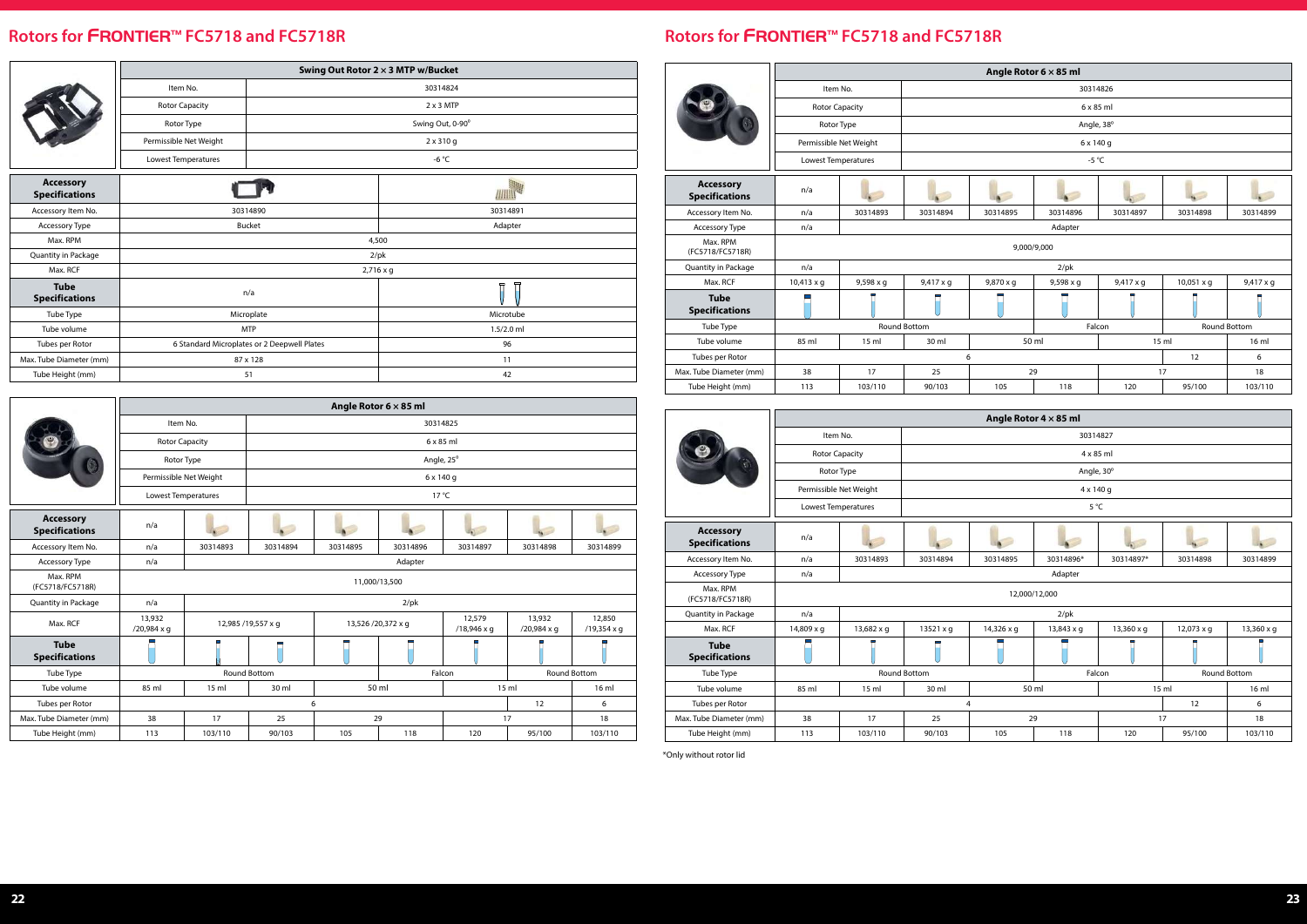## Rotors for FRONTIER™ FC5718 and FC5718R

| Swing Out Rotor 2 × 3 MTP w/Bucket | |
|---|---|
| Item No. | 30314824 |
| Rotor Capacity | 2 x 3 MTP |
| Rotor Type | Swing Out, 0-90° |
| Permissible Net Weight | 2 x 310 g |
| Lowest Temperatures | -6 °C |

| **Accessory Specifications** | | |
|---|---|---|
| Accessory Item No. | 30314890 | 30314891 |
| Accessory Type | Bucket | Adapter |
| Max. RPM | 4,500 | |
| Quantity in Package | 2/pk | |
| Max. RCF | 2,716 x g | |
| **Tube Specifications** | n/a | |
| Tube Type | Microplate | Microtube |
| Tube volume | MTP | 1.5/2.0 ml |
| Tubes per Rotor | 6 Standard Microplates or 2 Deepwell Plates | 96 |
| Max. Tube Diameter (mm) | 87 x 128 | 11 |
| Tube Height (mm) | 51 | 42 |

| Angle Rotor 6 × 85 ml | |
|---|---|
| Item No. | 30314825 |
| Rotor Capacity | 6 x 85 ml |
| Rotor Type | Angle, 25° |
| Permissible Net Weight | 6 x 140 g |
| Lowest Temperatures | 17 °C |

| **Accessory Specifications** | n/a | | | | | | | |
|---|---|---|---|---|---|---|---|---|
| Accessory Item No. | n/a | 30314893 | 30314894 | 30314895 | 30314896 | 30314897 | 30314898 | 30314899 |
| Accessory Type | n/a | Adapter | | | | | | |
| Max. RPM (FC5718/FC5718R) | 11,000/13,500 | | | | | | | |
| Quantity in Package | n/a | 2/pk | | | | | | |
| Max. RCF | 13,932 /20,984 x g | 12,985 /19,557 x g | | 13,526 /20,372 x g | | 12,579 /18,946 x g | 13,932 /20,984 x g | 12,850 /19,354 x g |
| **Tube Specifications** | | | | | | | | |
| Tube Type | Round Bottom | | | | Falcon | | Round Bottom | |
| Tube volume | 85 ml | 15 ml | 30 ml | 50 ml | | 15 ml | | 16 ml |
| Tubes per Rotor | 6 | | | | | | 12 | 6 |
| Max. Tube Diameter (mm) | 38 | 17 | 25 | 29 | | 17 | | 18 |
| Tube Height (mm) | 113 | 103/110 | 90/103 | 105 | 118 | 120 | 95/100 | 103/110 |

## Rotors for FRONTIER™ FC5718 and FC5718R

| Angle Rotor 6 × 85 ml | |
|---|---|
| Item No. | 30314826 |
| Rotor Capacity | 6 x 85 ml |
| Rotor Type | Angle, 38° |
| Permissible Net Weight | 6 x 140 g |
| Lowest Temperatures | -5 °C |

| **Accessory Specifications** | n/a | | | | | | | |
|---|---|---|---|---|---|---|---|---|
| Accessory Item No. | n/a | 30314893 | 30314894 | 30314895 | 30314896 | 30314897 | 30314898 | 30314899 |
| Accessory Type | n/a | Adapter | | | | | | |
| Max. RPM (FC5718/FC5718R) | 9,000/9,000 | | | | | | | |
| Quantity in Package | n/a | 2/pk | | | | | | |
| Max. RCF | 10,413 x g | 9,598 x g | 9,417 x g | 9,870 x g | 9,598 x g | 9,417 x g | 10,051 x g | 9,417 x g |
| **Tube Specifications** | | | | | | | | |
| Tube Type | Round Bottom | | | | Falcon | | Round Bottom | |
| Tube volume | 85 ml | 15 ml | 30 ml | 50 ml | | 15 ml | | 16 ml |
| Tubes per Rotor | 6 | | | | | | 12 | 6 |
| Max. Tube Diameter (mm) | 38 | 17 | 25 | 29 | | 17 | | 18 |
| Tube Height (mm) | 113 | 103/110 | 90/103 | 105 | 118 | 120 | 95/100 | 103/110 |

| Angle Rotor 4 × 85 ml | |
|---|---|
| Item No. | 30314827 |
| Rotor Capacity | 4 x 85 ml |
| Rotor Type | Angle, 30° |
| Permissible Net Weight | 4 x 140 g |
| Lowest Temperatures | 5 °C |

| **Accessory Specifications** | n/a | | | | | | | |
|---|---|---|---|---|---|---|---|---|
| Accessory Item No. | n/a | 30314893 | 30314894 | 30314895 | 30314896* | 30314897* | 30314898 | 30314899 |
| Accessory Type | n/a | Adapter | | | | | | |
| Max. RPM (FC5718/FC5718R) | 12,000/12,000 | | | | | | | |
| Quantity in Package | n/a | 2/pk | | | | | | |
| Max. RCF | 14,809 x g | 13,682 x g | 13521 x g | 14,326 x g | 13,843 x g | 13,360 x g | 12,073 x g | 13,360 x g |
| **Tube Specifications** | | | | | | | | |
| Tube Type | Round Bottom | | | | Falcon | | Round Bottom | |
| Tube volume | 85 ml | 15 ml | 30 ml | 50 ml | | 15 ml | | 16 ml |
| Tubes per Rotor | 4 | | | | | | 12 | 6 |
| Max. Tube Diameter (mm) | 38 | 17 | 25 | 29 | | 17 | | 18 |
| Tube Height (mm) | 113 | 103/110 | 90/103 | 105 | 118 | 120 | 95/100 | 103/110 |

*Only without rotor lid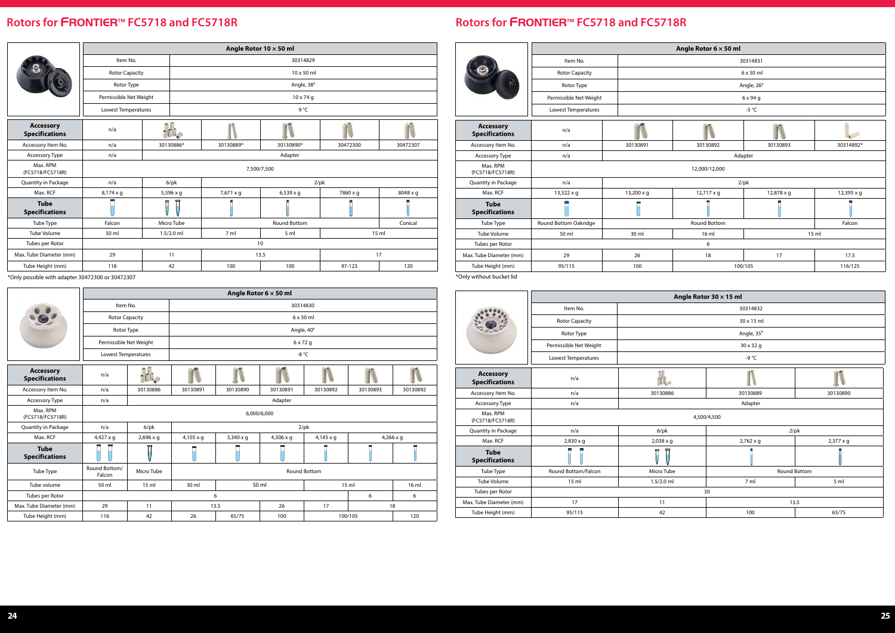## Rotors for FRONTIER™ FC5718 and FC5718R

| Angle Rotor 10 × 50 ml | |
|---|---|
| Item No. | 30314829 |
| Rotor Capacity | 10 x 50 ml |
| Rotor Type | Angle, 38° |
| Permissible Net Weight | 10 x 74 g |
| Lowest Temperatures | 9 °C |

| Accessory Specifications | n/a | | | | | |
|---|---|---|---|---|---|---|
| Accessory Item No. | n/a | 30130886* | 30130889* | 30130890* | 30472300 | 30472307 |
| Accessory Type | n/a | Adapter | | | | |
| Max. RPM (FC5718/FC5718R) | 7,500/7,500 | | | | | |
| Quantity in Package | n/a | 6/pk | 2/pk | | | |
| Max. RCF | 8,174 x g | 5,596 x g | 7,671 x g | 6,539 x g | 7860 x g | 8048 x g |
| **Tube Specifications** | | | | | | |
| Tube Type | Falcon | Micro Tube | Round Bottom | | | Conical |
| Tube Volume | 50 ml | 1.5/2.0 ml | 7 ml | 5 ml | 15 ml | |
| Tubes per Rotor | 10 | | | | | |
| Max. Tube Diameter (mm) | 29 | 11 | 13.5 | | 17 | |
| Tube Height (mm) | 118 | 42 | 100 | 100 | 97-123 | 120 |

*Only possible with adapter 30472300 or 30472307

| Angle Rotor 6 × 50 ml | |
|---|---|
| Item No. | 30314830 |
| Rotor Capacity | 6 x 50 ml |
| Rotor Type | Angle, 40° |
| Permissible Net Weight | 6 x 72 g |
| Lowest Temperatures | -8 °C |

| Accessory Specifications | n/a | | | | | | | |
|---|---|---|---|---|---|---|---|---|
| Accessory Item No. | n/a | 30130886 | 30130891 | 30130890 | 30130891 | 30130892 | 30130893 | 30130892 |
| Accessory Type | n/a | Adapter | | | | | | |
| Max. RPM (FC5718/FC5718R) | 6,000/6,000 | | | | | | | |
| Quantity in Package | n/a | 6/pk | 2/pk | | | | | |
| Max. RCF | 4,427 x g | 2,696 x g | 4,105 x g | 3,340 x g | 4,306 x g | 4,145 x g | 4,266 x g | |
| **Tube Specifications** | | | | | | | | |
| Tube Type | Round Bottom/ Falcon | Micro Tube | Round Bottom | | | | | |
| Tube volume | 50 ml | 15 ml | 30 ml | 50 ml | | 15 ml | | 16 ml |
| Tubes per Rotor | 6 | | | | | | 6 | 6 |
| Max. Tube Diameter (mm) | 29 | 11 | 13.5 | | 26 | 17 | 18 | |
| Tube Height (mm) | 116 | 42 | 26 | 65/75 | 100 | 100/105 | | 120 |

## Rotors for FRONTIER™ FC5718 and FC5718R

| Angle Rotor 6 × 50 ml | |
|---|---|
| Item No. | 30314831 |
| Rotor Capacity | 6 x 50 ml |
| Rotor Type | Angle, 26° |
| Permissible Net Weight | 6 x 94 g |
| Lowest Temperatures | -5 °C |

| Accessory Specifications | n/a | | | | |
|---|---|---|---|---|---|
| Accessory Item No. | n/a | 30130891 | 30130892 | 30130893 | 30314892* |
| Accessory Type | n/a | Adapter | | | |
| Max. RPM (FC5718/FC5718R) | 12,000/12,000 | | | | |
| Quantity in Package | n/a | 2/pk | | | |
| Max. RCF | 13,522 x g | 13,200 x g | 12,717 x g | 12,878 x g | 12,395 x g |
| **Tube Specifications** | | | | | |
| Tube Type | Round Bottom Oakridge | Round Bottom | | | Falcon |
| Tube Volume | 50 ml | 30 ml | 16 ml | 15 ml | |
| Tubes per Rotor | 6 | | | | |
| Max. Tube Diameter (mm) | 29 | 26 | 18 | 17 | 17.5 |
| Tube Height (mm) | 95/115 | 100 | 100/105 | | 116/125 |

*Only without bucket lid

| Angle Rotor 30 × 15 ml | |
|---|---|
| Item No. | 30314832 |
| Rotor Capacity | 30 x 15 ml |
| Rotor Type | Angle, 35° |
| Permissible Net Weight | 30 x 32 g |
| Lowest Temperatures | -9 °C |

| Accessory Specifications | n/a | | | |
|---|---|---|---|---|
| Accessory Item No. | n/a | 30130886 | 30130889 | 30130890 |
| Accessory Type | n/a | Adapter | | |
| Max. RPM (FC5718/FC5718R) | 4,500/4,500 | | | |
| Quantity in Package | n/a | 6/pk | 2/pk | |
| Max. RCF | 2,830 x g | 2,038 x g | 2,762 x g | 2,377 x g |
| **Tube Specifications** | | | | |
| Tube Type | Round Bottom/Falcon | Micro Tube | Round Bottom | |
| Tube Volume | 15 ml | 1.5/2.0 ml | 7 ml | 5 ml |
| Tubes per Rotor | 30 | | | |
| Max. Tube Diameter (mm) | 17 | 11 | 13.5 | |
| Tube Height (mm) | 95/115 | 42 | 100 | 65/75 |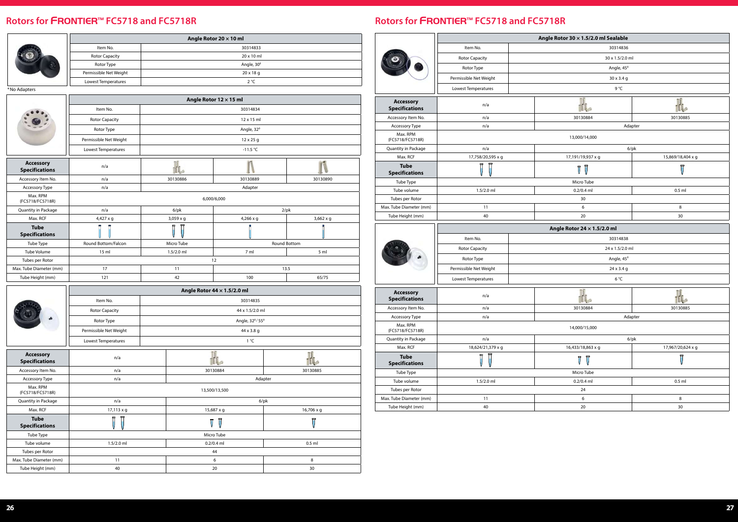## Rotors for FRONTIER™ FC5718 and FC5718R

| Angle Rotor 20 × 10 ml | |
|---|---|
| Item No. | 30314833 |
| Rotor Capacity | 20 x 10 ml |
| Rotor Type | Angle, 30° |
| Permissible Net Weight | 20 x 18 g |
| Lowest Temperatures | 2 °C |

*No Adapters

| Angle Rotor 12 × 15 ml | |
|---|---|
| Item No. | 30314834 |
| Rotor Capacity | 12 x 15 ml |
| Rotor Type | Angle, 32° |
| Permissible Net Weight | 12 x 25 g |
| Lowest Temperatures | -11.5 °C |

| **Accessory Specifications** | n/a | | | |
|---|---|---|---|---|
| Accessory Item No. | n/a | 30130886 | 30130889 | 30130890 |
| Accessory Type | n/a | Adapter | | |
| Max. RPM (FC5718/FC5718R) | 6,000/6,000 | | | |
| Quantity in Package | n/a | 6/pk | 2/pk | |
| Max. RCF | 4,427 x g | 3,059 x g | 4,266 x g | 3,662 x g |
| **Tube Specifications** | | | | |
| Tube Type | Round Bottom/Falcon | Micro Tube | Round Bottom | |
| Tube Volume | 15 ml | 1.5/2.0 ml | 7 ml | 5 ml |
| Tubes per Rotor | 12 | | | |
| Max. Tube Diameter (mm) | 17 | 11 | 13.5 | |
| Tube Height (mm) | 121 | 42 | 100 | 65/75 |

| Angle Rotor 44 × 1.5/2.0 ml | |
|---|---|
| Item No. | 30314835 |
| Rotor Capacity | 44 x 1.5/2.0 ml |
| Rotor Type | Angle, 32°/55° |
| Permissible Net Weight | 44 x 3.8 g |
| Lowest Temperatures | 1 °C |

| **Accessory Specifications** | n/a | | |
|---|---|---|---|
| Accessory Item No. | n/a | 30130884 | 30130885 |
| Accessory Type | n/a | Adapter | |
| Max. RPM (FC5718/FC5718R) | 13,500/13,500 | | |
| Quantity in Package | n/a | 6/pk | |
| Max. RCF | 17,113 x g | 15,687 x g | 16,706 x g |
| **Tube Specifications** | | | |
| Tube Type | Micro Tube | | |
| Tube volume | 1.5/2.0 ml | 0.2/0.4 ml | 0.5 ml |
| Tubes per Rotor | 44 | | |
| Max. Tube Diameter (mm) | 11 | 6 | 8 |
| Tube Height (mm) | 40 | 20 | 30 |

## Rotors for FRONTIER™ FC5718 and FC5718R

| Angle Rotor 30 × 1.5/2.0 ml Sealable | |
|---|---|
| Item No. | 30314836 |
| Rotor Capacity | 30 x 1.5/2.0 ml |
| Rotor Type | Angle, 45° |
| Permissible Net Weight | 30 x 3.4 g |
| Lowest Temperatures | 9 °C |

| **Accessory Specifications** | n/a | | |
|---|---|---|---|
| Accessory Item No. | n/a | 30130884 | 30130885 |
| Accessory Type | n/a | Adapter | |
| Max. RPM (FC5718/FC5718R) | 13,000/14,000 | | |
| Quantity in Package | n/a | 6/pk | |
| Max. RCF | 17,758/20,595 x g | 17,191/19,937 x g | 15,869/18,404 x g |
| **Tube Specifications** | | | |
| Tube Type | Micro Tube | | |
| Tube volume | 1.5/2.0 ml | 0.2/0.4 ml | 0.5 ml |
| Tubes per Rotor | 30 | | |
| Max. Tube Diameter (mm) | 11 | 6 | 8 |
| Tube Height (mm) | 40 | 20 | 30 |

| Angle Rotor 24 × 1.5/2.0 ml | |
|---|---|
| Item No. | 30314838 |
| Rotor Capacity | 24 x 1.5/2.0 ml |
| Rotor Type | Angle, 45° |
| Permissible Net Weight | 24 x 3.4 g |
| Lowest Temperatures | 6 °C |

| **Accessory Specifications** | n/a | | |
|---|---|---|---|
| Accessory Item No. | n/a | 30130884 | 30130885 |
| Accessory Type | n/a | Adapter | |
| Max. RPM (FC5718/FC5718R) | 14,000/15,000 | | |
| Quantity in Package | n/a | 6/pk | |
| Max. RCF | 18,624/21,379 x g | 16,433/18,863 x g | 17,967/20,624 x g |
| **Tube Specifications** | | | |
| Tube Type | Micro Tube | | |
| Tube volume | 1.5/2.0 ml | 0.2/0.4 ml | 0.5 ml |
| Tubes per Rotor | 24 | | |
| Max. Tube Diameter (mm) | 11 | 6 | 8 |
| Tube Height (mm) | 40 | 20 | 30 |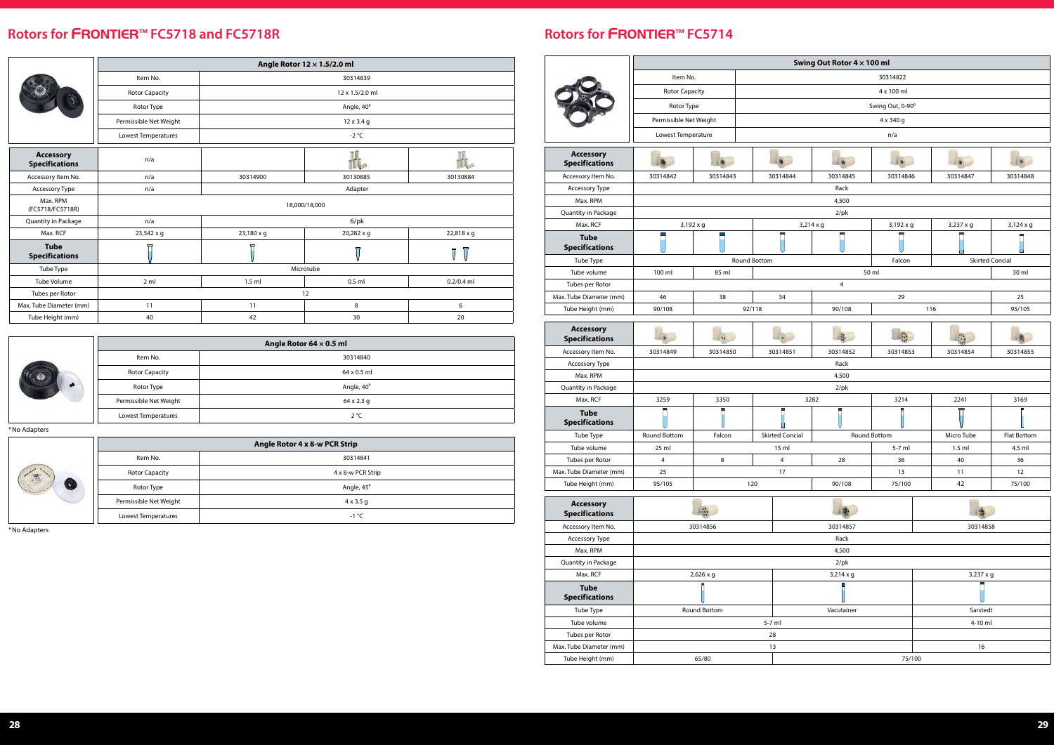# Rotors for FRONTIER™ FC5718 and FC5718R

| Angle Rotor 12 × 1.5/2.0 ml | |
|---|---|
| Item No. | 30314839 |
| Rotor Capacity | 12 x 1.5/2.0 ml |
| Rotor Type | Angle, 40° |
| Permissible Net Weight | 12 x 3.4 g |
| Lowest Temperatures | -2 °C |

| **Accessory Specifications** | n/a | | | |
|---|---|---|---|---|
| Accessory Item No. | n/a | 30314900 | 30130885 | 30130884 |
| Accessory Type | n/a | Adapter | | |
| Max. RPM (FC5718/FC5718R) | 18,000/18,000 | | | |
| Quantity in Package | n/a | 6/pk | | |
| Max. RCF | 23,542 x g | 23,180 x g | 20,282 x g | 22,818 x g |
| **Tube Specifications** | | | | |
| Tube Type | Microtube | | | |
| Tube Volume | 2 ml | 1.5 ml | 0.5 ml | 0.2/0.4 ml |
| Tubes per Rotor | 12 | | | |
| Max. Tube Diameter (mm) | 11 | 11 | 8 | 6 |
| Tube Height (mm) | 40 | 42 | 30 | 20 |

| Angle Rotor 64 × 0.5 ml | |
|---|---|
| Item No. | 30314840 |
| Rotor Capacity | 64 x 0.5 ml |
| Rotor Type | Angle, 40° |
| Permissible Net Weight | 64 x 2.3 g |
| Lowest Temperatures | 2 °C |

*No Adapters

| Angle Rotor 4 x 8-w PCR Strip | |
|---|---|
| Item No. | 30314841 |
| Rotor Capacity | 4 x 8-w PCR Strip |
| Rotor Type | Angle, 45° |
| Permissible Net Weight | 4 x 3.5 g |
| Lowest Temperatures | -1 °C |

*No Adapters

# Rotors for FRONTIER™ FC5714

| Swing Out Rotor 4 × 100 ml | |
|---|---|
| Item No. | 30314822 |
| Rotor Capacity | 4 x 100 ml |
| Rotor Type | Swing Out, 0-90° |
| Permissible Net Weight | 4 x 340 g |
| Lowest Temperature | n/a |

| **Accessory Specifications** | | | | | | | |
|---|---|---|---|---|---|---|---|
| Accessory Item No. | 30314842 | 30314843 | 30314844 | 30314845 | 30314846 | 30314847 | 30314848 |
| Accessory Type | Rack | | | | | | |
| Max. RPM | 4,500 | | | | | | |
| Quantity in Package | 2/pk | | | | | | |
| Max. RCF | 3,192 x g | | 3,214 x g | | 3,192 x g | 3,237 x g | 3,124 x g |
| **Tube Specifications** | | | | | | | |
| Tube Type | Round Bottom | | | | Falcon | Skirted Concial | |
| Tube volume | 100 ml | 85 ml | 50 ml | | | | 30 ml |
| Tubes per Rotor | 4 | | | | | | |
| Max. Tube Diameter (mm) | 46 | 38 | 34 | 29 | | | 25 |
| Tube Height (mm) | 90/108 | 92/118 | | 90/108 | 116 | | 95/105 |

| **Accessory Specifications** | | | | | | | |
|---|---|---|---|---|---|---|---|
| Accessory Item No. | 30314849 | 30314850 | 30314851 | 30314852 | 30314853 | 30314854 | 30314855 |
| Accessory Type | Rack | | | | | | |
| Max. RPM | 4,500 | | | | | | |
| Quantity in Package | 2/pk | | | | | | |
| Max. RCF | 3259 | 3350 | 3282 | | 3214 | 2241 | 3169 |
| **Tube Specifications** | | | | | | | |
| Tube Type | Round Bottom | Falcon | Skirted Concial | Round Bottom | | Micro Tube | Flat Bottom |
| Tube volume | 25 ml | 15 ml | | | 5-7 ml | 1.5 ml | 4.5 ml |
| Tubes per Rotor | 4 | 8 | 4 | 28 | 36 | 40 | 36 |
| Max. Tube Diameter (mm) | 25 | 17 | | | 13 | 11 | 12 |
| Tube Height (mm) | 95/105 | 120 | | 90/108 | 75/100 | 42 | 75/100 |

| **Accessory Specifications** | | | |
|---|---|---|---|
| Accessory Item No. | 30314856 | 30314857 | 30314858 |
| Accessory Type | Rack | | |
| Max. RPM | 4,500 | | |
| Quantity in Package | 2/pk | | |
| Max. RCF | 2,626 x g | 3,214 x g | 3,237 x g |
| **Tube Specifications** | | | |
| Tube Type | Round Bottom | Vacutainer | Sarstedt |
| Tube volume | 5-7 ml | | 4-10 ml |
| Tubes per Rotor | 28 | | |
| Max. Tube Diameter (mm) | 13 | | 16 |
| Tube Height (mm) | 65/80 | 75/100 | |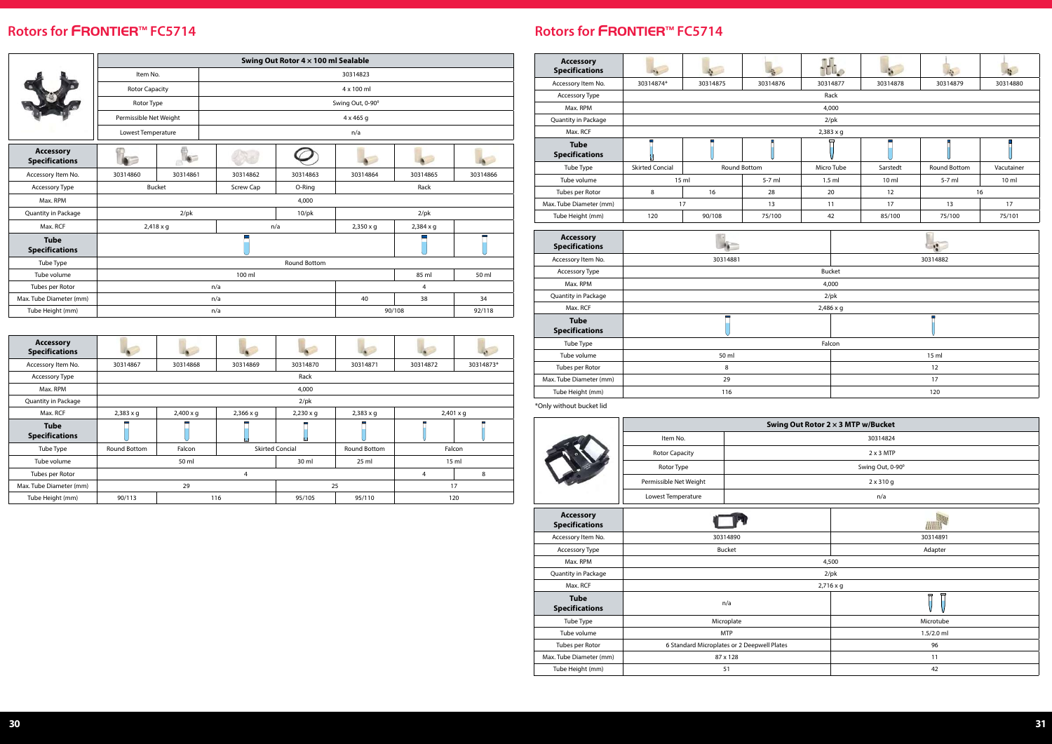## Rotors for FRONTIER™ FC5714

| Swing Out Rotor 4 × 100 ml Sealable | |
|---|---|
| Item No. | 30314823 |
| Rotor Capacity | 4 x 100 ml |
| Rotor Type | Swing Out, 0-90° |
| Permissible Net Weight | 4 x 465 g |
| Lowest Temperature | n/a |

| Accessory Specifications | | | | | | | |
|---|---|---|---|---|---|---|---|
| Accessory Item No. | 30314860 | 30314861 | 30314862 | 30314863 | 30314864 | 30314865 | 30314866 |
| Accessory Type | Bucket | Bucket | Screw Cap | O-Ring | Rack | Rack | Rack |
| Max. RPM | 4,000 | 4,000 | 4,000 | 4,000 | 4,000 | 4,000 | 4,000 |
| Quantity in Package | 2/pk | 2/pk | 10/pk | 10/pk | 2/pk | 2/pk | 2/pk |
| Max. RCF | 2,418 x g | 2,418 x g | n/a | n/a | 2,350 x g | 2,384 x g | |
| **Tube Specifications** | | | | | | | |
| Tube Type | Round Bottom | Round Bottom | Round Bottom | Round Bottom | Round Bottom | Round Bottom | Round Bottom |
| Tube volume | 100 ml | 100 ml | 100 ml | 100 ml | 100 ml | 85 ml | 50 ml |
| Tubes per Rotor | n/a | n/a | n/a | n/a | 4 | 4 | 4 |
| Max. Tube Diameter (mm) | n/a | n/a | n/a | n/a | 40 | 38 | 34 |
| Tube Height (mm) | n/a | n/a | n/a | n/a | 90/108 | 90/108 | 92/118 |

| Accessory Specifications | | | | | | | |
|---|---|---|---|---|---|---|---|
| Accessory Item No. | 30314867 | 30314868 | 30314869 | 30314870 | 30314871 | 30314872 | 30314873* |
| Accessory Type | Rack | Rack | Rack | Rack | Rack | Rack | Rack |
| Max. RPM | 4,000 | 4,000 | 4,000 | 4,000 | 4,000 | 4,000 | 4,000 |
| Quantity in Package | 2/pk | 2/pk | 2/pk | 2/pk | 2/pk | 2/pk | 2/pk |
| Max. RCF | 2,383 x g | 2,400 x g | 2,366 x g | 2,230 x g | 2,383 x g | 2,401 x g | 2,401 x g |
| **Tube Specifications** | | | | | | | |
| Tube Type | Round Bottom | Falcon | Skirted Concial | Skirted Concial | Round Bottom | Falcon | Falcon |
| Tube volume | 50 ml | 50 ml | 50 ml | 30 ml | 25 ml | 15 ml | 15 ml |
| Tubes per Rotor | 4 | 4 | 4 | 4 | 4 | 4 | 8 |
| Max. Tube Diameter (mm) | 29 | 29 | 29 | 25 | 25 | 17 | 17 |
| Tube Height (mm) | 90/113 | 116 | 116 | 95/105 | 95/110 | 120 | 120 |

## Rotors for FRONTIER™ FC5714

| Accessory Specifications | | | | | | | |
|---|---|---|---|---|---|---|---|
| Accessory Item No. | 30314874* | 30314875 | 30314876 | 30314877 | 30314878 | 30314879 | 30314880 |
| Accessory Type | Rack | Rack | Rack | Rack | Rack | Rack | Rack |
| Max. RPM | 4,000 | 4,000 | 4,000 | 4,000 | 4,000 | 4,000 | 4,000 |
| Quantity in Package | 2/pk | 2/pk | 2/pk | 2/pk | 2/pk | 2/pk | 2/pk |
| Max. RCF | 2,383 x g | 2,383 x g | 2,383 x g | 2,383 x g | 2,383 x g | 2,383 x g | 2,383 x g |
| **Tube Specifications** | | | | | | | |
| Tube Type | Skirted Concial | Round Bottom | Round Bottom | Micro Tube | Sarstedt | Round Bottom | Vacutainer |
| Tube volume | 15 ml | 15 ml | 5-7 ml | 1.5 ml | 10 ml | 5-7 ml | 10 ml |
| Tubes per Rotor | 8 | 16 | 28 | 20 | 12 | 16 | 16 |
| Max. Tube Diameter (mm) | 17 | 17 | 13 | 11 | 17 | 13 | 17 |
| Tube Height (mm) | 120 | 90/108 | 75/100 | 42 | 85/100 | 75/100 | 75/101 |

| Accessory Specifications | | |
|---|---|---|
| Accessory Item No. | 30314881 | 30314882 |
| Accessory Type | Bucket | Bucket |
| Max. RPM | 4,000 | 4,000 |
| Quantity in Package | 2/pk | 2/pk |
| Max. RCF | 2,486 x g | 2,486 x g |
| **Tube Specifications** | | |
| Tube Type | Falcon | Falcon |
| Tube volume | 50 ml | 15 ml |
| Tubes per Rotor | 8 | 12 |
| Max. Tube Diameter (mm) | 29 | 17 |
| Tube Height (mm) | 116 | 120 |

*Only without bucket lid

| Swing Out Rotor 2 × 3 MTP w/Bucket | |
|---|---|
| Item No. | 30314824 |
| Rotor Capacity | 2 x 3 MTP |
| Rotor Type | Swing Out, 0-90° |
| Permissible Net Weight | 2 x 310 g |
| Lowest Temperature | n/a |

| Accessory Specifications | | |
|---|---|---|
| Accessory Item No. | 30314890 | 30314891 |
| Accessory Type | Bucket | Adapter |
| Max. RPM | 4,500 | 4,500 |
| Quantity in Package | 2/pk | 2/pk |
| Max. RCF | 2,716 x g | 2,716 x g |
| **Tube Specifications** | n/a | |
| Tube Type | Microplate | Microtube |
| Tube volume | MTP | 1.5/2.0 ml |
| Tubes per Rotor | 6 Standard Microplates or 2 Deepwell Plates | 96 |
| Max. Tube Diameter (mm) | 87 x 128 | 11 |
| Tube Height (mm) | 51 | 42 |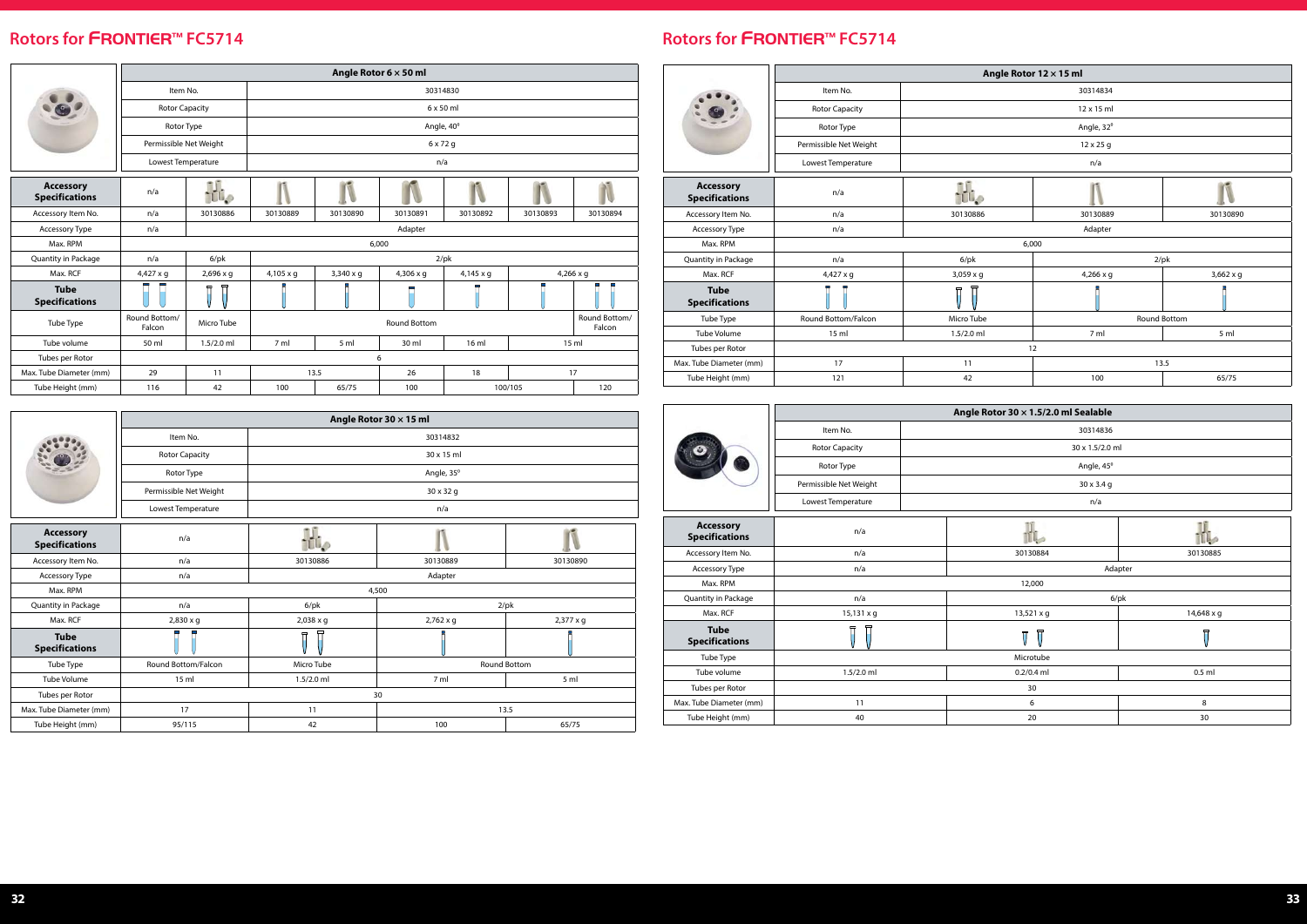## Rotors for FRONTIER™ FC5714

| Angle Rotor 6 × 50 ml | |
|---|---|
| Item No. | 30314830 |
| Rotor Capacity | 6 x 50 ml |
| Rotor Type | Angle, 40° |
| Permissible Net Weight | 6 x 72 g |
| Lowest Temperature | n/a |

| **Accessory Specifications** | n/a | | | | | | | |
|---|---|---|---|---|---|---|---|---|
| Accessory Item No. | n/a | 30130886 | 30130889 | 30130890 | 30130891 | 30130892 | 30130893 | 30130894 |
| Accessory Type | n/a | Adapter | | | | | | |
| Max. RPM | 6,000 | | | | | | | |
| Quantity in Package | n/a | 6/pk | 2/pk | | | | | |
| Max. RCF | 4,427 x g | 2,696 x g | 4,105 x g | 3,340 x g | 4,306 x g | 4,145 x g | 4,266 x g | |
| **Tube Specifications** | | | | | | | | |
| Tube Type | Round Bottom/ Falcon | Micro Tube | Round Bottom | | | | | Round Bottom/ Falcon |
| Tube volume | 50 ml | 1.5/2.0 ml | 7 ml | 5 ml | 30 ml | 16 ml | 15 ml | |
| Tubes per Rotor | 6 | | | | | | | |
| Max. Tube Diameter (mm) | 29 | 11 | 13.5 | | 26 | 18 | 17 | |
| Tube Height (mm) | 116 | 42 | 100 | 65/75 | 100 | 100/105 | | 120 |

| Angle Rotor 30 × 15 ml | |
|---|---|
| Item No. | 30314832 |
| Rotor Capacity | 30 x 15 ml |
| Rotor Type | Angle, 35° |
| Permissible Net Weight | 30 x 32 g |
| Lowest Temperature | n/a |

| **Accessory Specifications** | n/a | | | |
|---|---|---|---|---|
| Accessory Item No. | n/a | 30130886 | 30130889 | 30130890 |
| Accessory Type | n/a | Adapter | | |
| Max. RPM | 4,500 | | | |
| Quantity in Package | n/a | 6/pk | 2/pk | |
| Max. RCF | 2,830 x g | 2,038 x g | 2,762 x g | 2,377 x g |
| **Tube Specifications** | | | | |
| Tube Type | Round Bottom/Falcon | Micro Tube | Round Bottom | |
| Tube Volume | 15 ml | 1.5/2.0 ml | 7 ml | 5 ml |
| Tubes per Rotor | 30 | | | |
| Max. Tube Diameter (mm) | 17 | 11 | 13.5 | |
| Tube Height (mm) | 95/115 | 42 | 100 | 65/75 |

## Rotors for FRONTIER™ FC5714

| Angle Rotor 12 × 15 ml | |
|---|---|
| Item No. | 30314834 |
| Rotor Capacity | 12 x 15 ml |
| Rotor Type | Angle, 32° |
| Permissible Net Weight | 12 x 25 g |
| Lowest Temperature | n/a |

| **Accessory Specifications** | n/a | | | |
|---|---|---|---|---|
| Accessory Item No. | n/a | 30130886 | 30130889 | 30130890 |
| Accessory Type | n/a | Adapter | | |
| Max. RPM | 6,000 | | | |
| Quantity in Package | n/a | 6/pk | 2/pk | |
| Max. RCF | 4,427 x g | 3,059 x g | 4,266 x g | 3,662 x g |
| **Tube Specifications** | | | | |
| Tube Type | Round Bottom/Falcon | Micro Tube | Round Bottom | |
| Tube Volume | 15 ml | 1.5/2.0 ml | 7 ml | 5 ml |
| Tubes per Rotor | 12 | | | |
| Max. Tube Diameter (mm) | 17 | 11 | 13.5 | |
| Tube Height (mm) | 121 | 42 | 100 | 65/75 |

| Angle Rotor 30 × 1.5/2.0 ml Sealable | |
|---|---|
| Item No. | 30314836 |
| Rotor Capacity | 30 x 1.5/2.0 ml |
| Rotor Type | Angle, 45° |
| Permissible Net Weight | 30 x 3.4 g |
| Lowest Temperature | n/a |

| **Accessory Specifications** | n/a | | |
|---|---|---|---|
| Accessory Item No. | n/a | 30130884 | 30130885 |
| Accessory Type | n/a | Adapter | |
| Max. RPM | 12,000 | | |
| Quantity in Package | n/a | 6/pk | |
| Max. RCF | 15,131 x g | 13,521 x g | 14,648 x g |
| **Tube Specifications** | | | |
| Tube Type | Microtube | | |
| Tube volume | 1.5/2.0 ml | 0.2/0.4 ml | 0.5 ml |
| Tubes per Rotor | 30 | | |
| Max. Tube Diameter (mm) | 11 | 6 | 8 |
| Tube Height (mm) | 40 | 20 | 30 |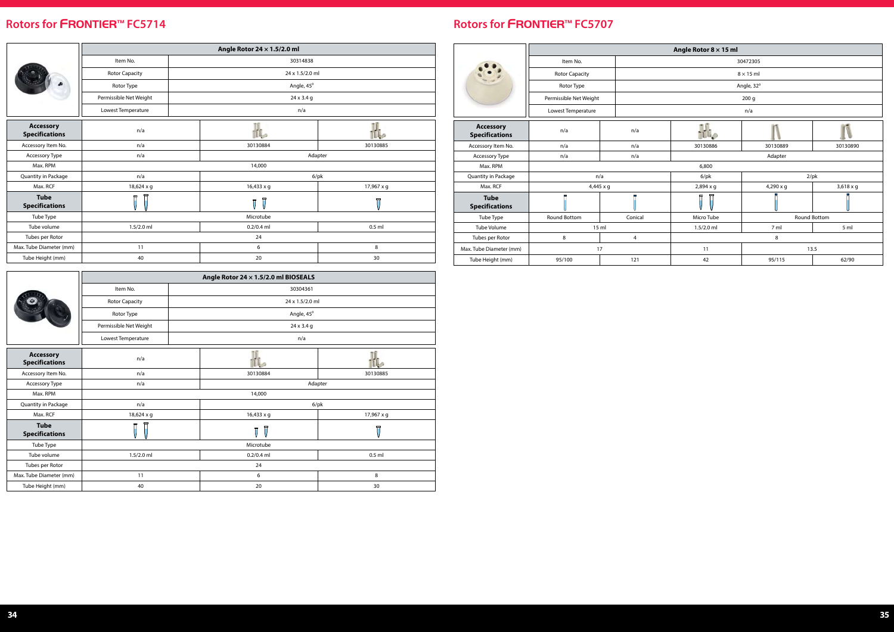## Rotors for FRONTIER™ FC5714

| Angle Rotor 24 × 1.5/2.0 ml | |
|---|---|
| Item No. | 30314838 |
| Rotor Capacity | 24 x 1.5/2.0 ml |
| Rotor Type | Angle, 45° |
| Permissible Net Weight | 24 x 3.4 g |
| Lowest Temperature | n/a |

| **Accessory Specifications** | n/a | | |
|---|---|---|---|
| Accessory Item No. | n/a | 30130884 | 30130885 |
| Accessory Type | n/a | Adapter | |
| Max. RPM | 14,000 | | |
| Quantity in Package | n/a | 6/pk | |
| Max. RCF | 18,624 x g | 16,433 x g | 17,967 x g |
| **Tube Specifications** | | | |
| Tube Type | Microtube | | |
| Tube volume | 1.5/2.0 ml | 0.2/0.4 ml | 0.5 ml |
| Tubes per Rotor | 24 | | |
| Max. Tube Diameter (mm) | 11 | 6 | 8 |
| Tube Height (mm) | 40 | 20 | 30 |

| Angle Rotor 24 × 1.5/2.0 ml BIOSEALS | |
|---|---|
| Item No. | 30304361 |
| Rotor Capacity | 24 x 1.5/2.0 ml |
| Rotor Type | Angle, 45° |
| Permissible Net Weight | 24 x 3.4 g |
| Lowest Temperature | n/a |

| **Accessory Specifications** | n/a | | |
|---|---|---|---|
| Accessory Item No. | n/a | 30130884 | 30130885 |
| Accessory Type | n/a | Adapter | |
| Max. RPM | 14,000 | | |
| Quantity in Package | n/a | 6/pk | |
| Max. RCF | 18,624 x g | 16,433 x g | 17,967 x g |
| **Tube Specifications** | | | |
| Tube Type | Microtube | | |
| Tube volume | 1.5/2.0 ml | 0.2/0.4 ml | 0.5 ml |
| Tubes per Rotor | 24 | | |
| Max. Tube Diameter (mm) | 11 | 6 | 8 |
| Tube Height (mm) | 40 | 20 | 30 |

## Rotors for FRONTIER™ FC5707

| Angle Rotor 8 × 15 ml | |
|---|---|
| Item No. | 30472305 |
| Rotor Capacity | 8 × 15 ml |
| Rotor Type | Angle, 32° |
| Permissible Net Weight | 200 g |
| Lowest Temperature | n/a |

| **Accessory Specifications** | n/a | n/a | | | |
|---|---|---|---|---|---|
| Accessory Item No. | n/a | n/a | 30130886 | 30130889 | 30130890 |
| Accessory Type | n/a | n/a | Adapter | | |
| Max. RPM | 6,800 | | | | |
| Quantity in Package | n/a | | 6/pk | 2/pk | |
| Max. RCF | 4,445 x g | | 2,894 x g | 4,290 x g | 3,618 x g |
| **Tube Specifications** | | | | | |
| Tube Type | Round Bottom | Conical | Micro Tube | Round Bottom | |
| Tube Volume | 15 ml | | 1.5/2.0 ml | 7 ml | 5 ml |
| Tubes per Rotor | 8 | 4 | 8 | | |
| Max. Tube Diameter (mm) | 17 | | 11 | 13.5 | |
| Tube Height (mm) | 95/100 | 121 | 42 | 95/115 | 62/90 |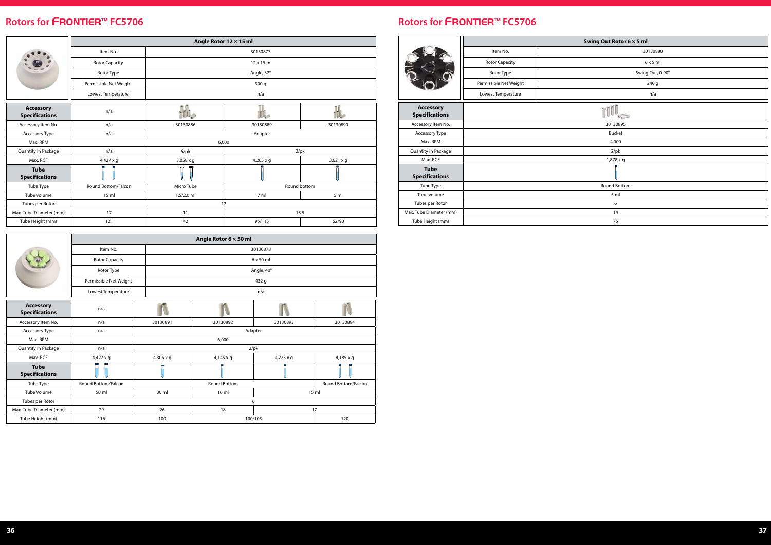## Rotors for FRONTIER™ FC5706

| Angle Rotor 12 × 15 ml | |
|---|---|
| Item No. | 30130877 |
| Rotor Capacity | 12 x 15 ml |
| Rotor Type | Angle, 32° |
| Permissible Net Weight | 300 g |
| Lowest Temperature | n/a |

| **Accessory Specifications** | n/a | | | |
|---|---|---|---|---|
| Accessory Item No. | n/a | 30130886 | 30130889 | 30130890 |
| Accessory Type | n/a | Adapter | | |
| Max. RPM | 6,000 | | | |
| Quantity in Package | n/a | 6/pk | 2/pk | |
| Max. RCF | 4,427 x g | 3,058 x g | 4,265 x g | 3,621 x g |
| **Tube Specifications** | | | | |
| Tube Type | Round Bottom/Falcon | Micro Tube | Round bottom | |
| Tube volume | 15 ml | 1.5/2.0 ml | 7 ml | 5 ml |
| Tubes per Rotor | 12 | | | |
| Max. Tube Diameter (mm) | 17 | 11 | 13.5 | |
| Tube Height (mm) | 121 | 42 | 95/115 | 62/90 |

| Angle Rotor 6 × 50 ml | |
|---|---|
| Item No. | 30130878 |
| Rotor Capacity | 6 x 50 ml |
| Rotor Type | Angle, 40° |
| Permissible Net Weight | 432 g |
| Lowest Temperature | n/a |

| **Accessory Specifications** | n/a | | | | |
|---|---|---|---|---|---|
| Accessory Item No. | n/a | 30130891 | 30130892 | 30130893 | 30130894 |
| Accessory Type | n/a | Adapter | | | |
| Max. RPM | 6,000 | | | | |
| Quantity in Package | n/a | 2/pk | | | |
| Max. RCF | 4,427 x g | 4,306 x g | 4,145 x g | 4,225 x g | 4,185 x g |
| **Tube Specifications** | | | | | |
| Tube Type | Round Bottom/Falcon | Round Bottom | | | Round Bottom/Falcon |
| Tube Volume | 50 ml | 30 ml | 16 ml | 15 ml | |
| Tubes per Rotor | | 6 | | | |
| Max. Tube Diameter (mm) | 29 | 26 | 18 | 17 | |
| Tube Height (mm) | 116 | 100 | 100/105 | | 120 |

## Rotors for FRONTIER™ FC5706

| Swing Out Rotor 6 × 5 ml | |
|---|---|
| Item No. | 30130880 |
| Rotor Capacity | 6 x 5 ml |
| Rotor Type | Swing Out, 0-90° |
| Permissible Net Weight | 240 g |
| Lowest Temperature | n/a |

| **Accessory Specifications** | |
|---|---|
| Accessory Item No. | 30130895 |
| Accessory Type | Bucket |
| Max. RPM | 4,000 |
| Quantity in Package | 2/pk |
| Max. RCF | 1,878 x g |
| **Tube Specifications** | |
| Tube Type | Round Bottom |
| Tube volume | 5 ml |
| Tubes per Rotor | 6 |
| Max. Tube Diameter (mm) | 14 |
| Tube Height (mm) | 75 |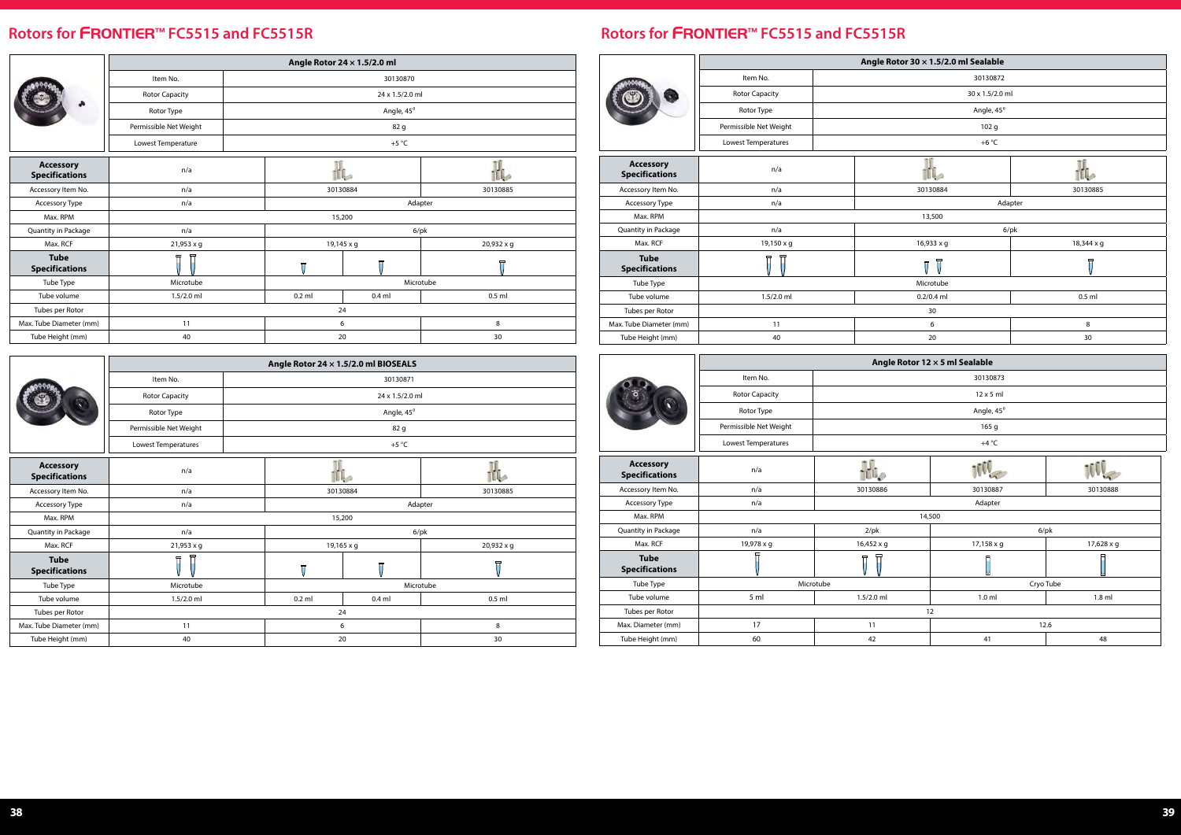## Rotors for FRONTIER™ FC5515 and FC5515R

| Angle Rotor 24 × 1.5/2.0 ml | |
|---|---|
| Item No. | 30130870 |
| Rotor Capacity | 24 x 1.5/2.0 ml |
| Rotor Type | Angle, 45° |
| Permissible Net Weight | 82 g |
| Lowest Temperature | +5 °C |

| Accessory Specifications | n/a | | | |
|---|---|---|---|---|
| Accessory Item No. | n/a | 30130884 | | 30130885 |
| Accessory Type | n/a | Adapter | | |
| Max. RPM | 15,200 | | | |
| Quantity in Package | n/a | 6/pk | | |
| Max. RCF | 21,953 x g | 19,145 x g | | 20,932 x g |
| **Tube Specifications** | | | | |
| Tube Type | Microtube | Microtube | | |
| Tube volume | 1.5/2.0 ml | 0.2 ml | 0.4 ml | 0.5 ml |
| Tubes per Rotor | 24 | | | |
| Max. Tube Diameter (mm) | 11 | 6 | | 8 |
| Tube Height (mm) | 40 | 20 | | 30 |

| Angle Rotor 24 × 1.5/2.0 ml BIOSEALS | |
|---|---|
| Item No. | 30130871 |
| Rotor Capacity | 24 x 1.5/2.0 ml |
| Rotor Type | Angle, 45° |
| Permissible Net Weight | 82 g |
| Lowest Temperatures | +5 °C |

| Accessory Specifications | n/a | | | |
|---|---|---|---|---|
| Accessory Item No. | n/a | 30130884 | | 30130885 |
| Accessory Type | n/a | Adapter | | |
| Max. RPM | 15,200 | | | |
| Quantity in Package | n/a | 6/pk | | |
| Max. RCF | 21,953 x g | 19,165 x g | | 20,932 x g |
| **Tube Specifications** | | | | |
| Tube Type | Microtube | Microtube | | |
| Tube volume | 1.5/2.0 ml | 0.2 ml | 0.4 ml | 0.5 ml |
| Tubes per Rotor | 24 | | | |
| Max. Tube Diameter (mm) | 11 | 6 | | 8 |
| Tube Height (mm) | 40 | 20 | | 30 |

## Rotors for FRONTIER™ FC5515 and FC5515R

| Angle Rotor 30 × 1.5/2.0 ml Sealable | |
|---|---|
| Item No. | 30130872 |
| Rotor Capacity | 30 x 1.5/2.0 ml |
| Rotor Type | Angle, 45° |
| Permissible Net Weight | 102 g |
| Lowest Temperatures | +6 °C |

| Accessory Specifications | n/a | | |
|---|---|---|---|
| Accessory Item No. | n/a | 30130884 | 30130885 |
| Accessory Type | n/a | Adapter | |
| Max. RPM | 13,500 | | |
| Quantity in Package | n/a | 6/pk | |
| Max. RCF | 19,150 x g | 16,933 x g | 18,344 x g |
| **Tube Specifications** | | | |
| Tube Type | Microtube | | |
| Tube volume | 1.5/2.0 ml | 0.2/0.4 ml | 0.5 ml |
| Tubes per Rotor | 30 | | |
| Max. Tube Diameter (mm) | 11 | 6 | 8 |
| Tube Height (mm) | 40 | 20 | 30 |

| Angle Rotor 12 × 5 ml Sealable | |
|---|---|
| Item No. | 30130873 |
| Rotor Capacity | 12 x 5 ml |
| Rotor Type | Angle, 45° |
| Permissible Net Weight | 165 g |
| Lowest Temperatures | +4 °C |

| Accessory Specifications | n/a | | | |
|---|---|---|---|---|
| Accessory Item No. | n/a | 30130886 | 30130887 | 30130888 |
| Accessory Type | n/a | Adapter | | |
| Max. RPM | 14,500 | | | |
| Quantity in Package | n/a | 2/pk | 6/pk | |
| Max. RCF | 19,978 x g | 16,452 x g | 17,158 x g | 17,628 x g |
| **Tube Specifications** | | | | |
| Tube Type | Microtube | | Cryo Tube | |
| Tube volume | 5 ml | 1.5/2.0 ml | 1.0 ml | 1.8 ml |
| Tubes per Rotor | 12 | | | |
| Max. Diameter (mm) | 17 | 11 | 12.6 | |
| Tube Height (mm) | 60 | 42 | 41 | 48 |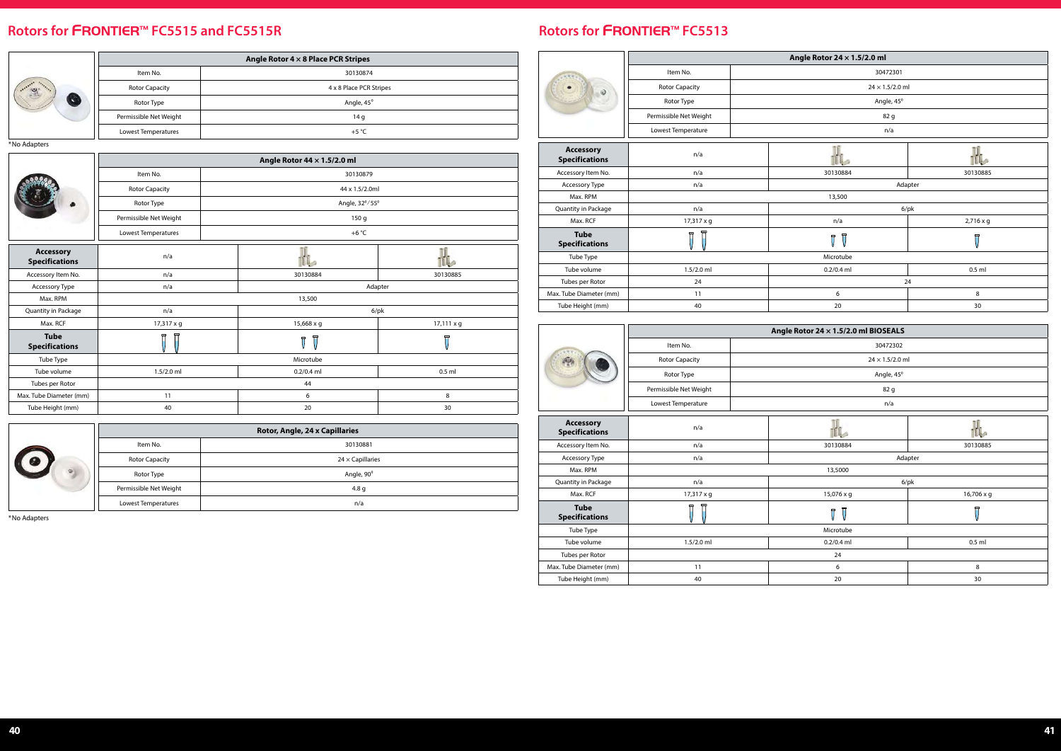## Rotors for FRONTIER™ FC5515 and FC5515R

| Angle Rotor 4 × 8 Place PCR Stripes | |
|---|---|
| Item No. | 30130874 |
| Rotor Capacity | 4 x 8 Place PCR Stripes |
| Rotor Type | Angle, 45° |
| Permissible Net Weight | 14 g |
| Lowest Temperatures | +5 °C |

*No Adapters

| Angle Rotor 44 × 1.5/2.0 ml | |
|---|---|
| Item No. | 30130879 |
| Rotor Capacity | 44 x 1.5/2.0ml |
| Rotor Type | Angle, 32°/55° |
| Permissible Net Weight | 150 g |
| Lowest Temperatures | +6 °C |

| **Accessory Specifications** | n/a | | |
|---|---|---|---|
| Accessory Item No. | n/a | 30130884 | 30130885 |
| Accessory Type | n/a | Adapter | |
| Max. RPM | 13,500 | | |
| Quantity in Package | n/a | 6/pk | |
| Max. RCF | 17,317 x g | 15,668 x g | 17,111 x g |
| **Tube Specifications** | | | |
| Tube Type | Microtube | | |
| Tube volume | 1.5/2.0 ml | 0.2/0.4 ml | 0.5 ml |
| Tubes per Rotor | 44 | | |
| Max. Tube Diameter (mm) | 11 | 6 | 8 |
| Tube Height (mm) | 40 | 20 | 30 |

| Rotor, Angle, 24 x Capillaries | |
|---|---|
| Item No. | 30130881 |
| Rotor Capacity | 24 × Capillaries |
| Rotor Type | Angle, 90° |
| Permissible Net Weight | 4.8 g |
| Lowest Temperatures | n/a |

*No Adapters

## Rotors for FRONTIER™ FC5513

| Angle Rotor 24 × 1.5/2.0 ml | |
|---|---|
| Item No. | 30472301 |
| Rotor Capacity | 24 × 1.5/2.0 ml |
| Rotor Type | Angle, 45° |
| Permissible Net Weight | 82 g |
| Lowest Temperature | n/a |

| **Accessory Specifications** | n/a | | |
|---|---|---|---|
| Accessory Item No. | n/a | 30130884 | 30130885 |
| Accessory Type | n/a | Adapter | |
| Max. RPM | 13,500 | | |
| Quantity in Package | n/a | 6/pk | |
| Max. RCF | 17,317 x g | n/a | 2,716 x g |
| **Tube Specifications** | | | |
| Tube Type | Microtube | | |
| Tube volume | 1.5/2.0 ml | 0.2/0.4 ml | 0.5 ml |
| Tubes per Rotor | 24 | 24 | |
| Max. Tube Diameter (mm) | 11 | 6 | 8 |
| Tube Height (mm) | 40 | 20 | 30 |

| Angle Rotor 24 × 1.5/2.0 ml BIOSEALS | |
|---|---|
| Item No. | 30472302 |
| Rotor Capacity | 24 × 1.5/2.0 ml |
| Rotor Type | Angle, 45° |
| Permissible Net Weight | 82 g |
| Lowest Temperature | n/a |

| **Accessory Specifications** | n/a | | |
|---|---|---|---|
| Accessory Item No. | n/a | 30130884 | 30130885 |
| Accessory Type | n/a | Adapter | |
| Max. RPM | 13,5000 | | |
| Quantity in Package | n/a | 6/pk | |
| Max. RCF | 17,317 x g | 15,076 x g | 16,706 x g |
| **Tube Specifications** | | | |
| Tube Type | Microtube | | |
| Tube volume | 1.5/2.0 ml | 0.2/0.4 ml | 0.5 ml |
| Tubes per Rotor | 24 | | |
| Max. Tube Diameter (mm) | 11 | 6 | 8 |
| Tube Height (mm) | 40 | 20 | 30 |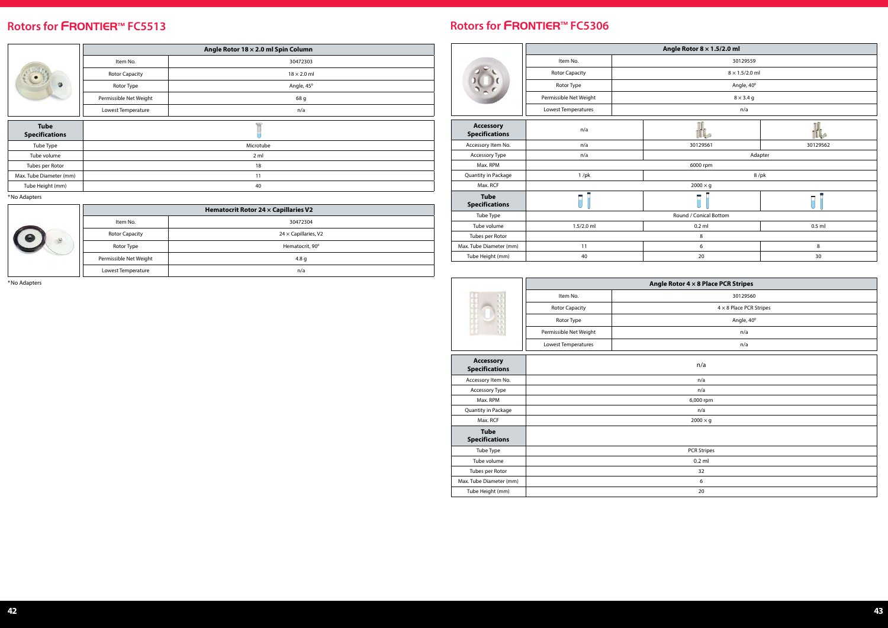## Rotors for FRONTIER™ FC5513

| Angle Rotor 18 × 2.0 ml Spin Column | |
|---|---|
| Item No. | 30472303 |
| Rotor Capacity | 18 × 2.0 ml |
| Rotor Type | Angle, 45° |
| Permissible Net Weight | 68 g |
| Lowest Temperature | n/a |

| Tube Specifications | |
|---|---|
| Tube Type | Microtube |
| Tube volume | 2 ml |
| Tubes per Rotor | 18 |
| Max. Tube Diameter (mm) | 11 |
| Tube Height (mm) | 40 |

*No Adapters

| Hematocrit Rotor 24 × Capillaries V2 | |
|---|---|
| Item No. | 30472304 |
| Rotor Capacity | 24 × Capillaries, V2 |
| Rotor Type | Hematocrit, 90° |
| Permissible Net Weight | 4.8 g |
| Lowest Temperature | n/a |

*No Adapters

## Rotors for FRONTIER™ FC5306

| Angle Rotor 8 × 1.5/2.0 ml | |
|---|---|
| Item No. | 30129559 |
| Rotor Capacity | 8 × 1.5/2.0 ml |
| Rotor Type | Angle, 40° |
| Permissible Net Weight | 8 × 3.4 g |
| Lowest Temperatures | n/a |

| Accessory Specifications | n/a | | |
|---|---|---|---|
| Accessory Item No. | n/a | 30129561 | 30129562 |
| Accessory Type | n/a | Adapter | |
| Max. RPM | 6000 rpm | | |
| Quantity in Package | 1 /pk | 8 /pk | |
| Max. RCF | 2000 × g | | |
| **Tube Specifications** | | | |
| Tube Type | Round / Conical Bottom | | |
| Tube volume | 1.5/2.0 ml | 0.2 ml | 0.5 ml |
| Tubes per Rotor | 8 | | |
| Max. Tube Diameter (mm) | 11 | 6 | 8 |
| Tube Height (mm) | 40 | 20 | 30 |

| Angle Rotor 4 × 8 Place PCR Stripes | |
|---|---|
| Item No. | 30129560 |
| Rotor Capacity | 4 × 8 Place PCR Stripes |
| Rotor Type | Angle, 40° |
| Permissible Net Weight | n/a |
| Lowest Temperatures | n/a |

| Accessory Specifications | n/a |
|---|---|
| Accessory Item No. | n/a |
| Accessory Type | n/a |
| Max. RPM | 6,000 rpm |
| Quantity in Package | n/a |
| Max. RCF | 2000 × g |
| **Tube Specifications** | |
| Tube Type | PCR Stripes |
| Tube volume | 0.2 ml |
| Tubes per Rotor | 32 |
| Max. Tube Diameter (mm) | 6 |
| Tube Height (mm) | 20 |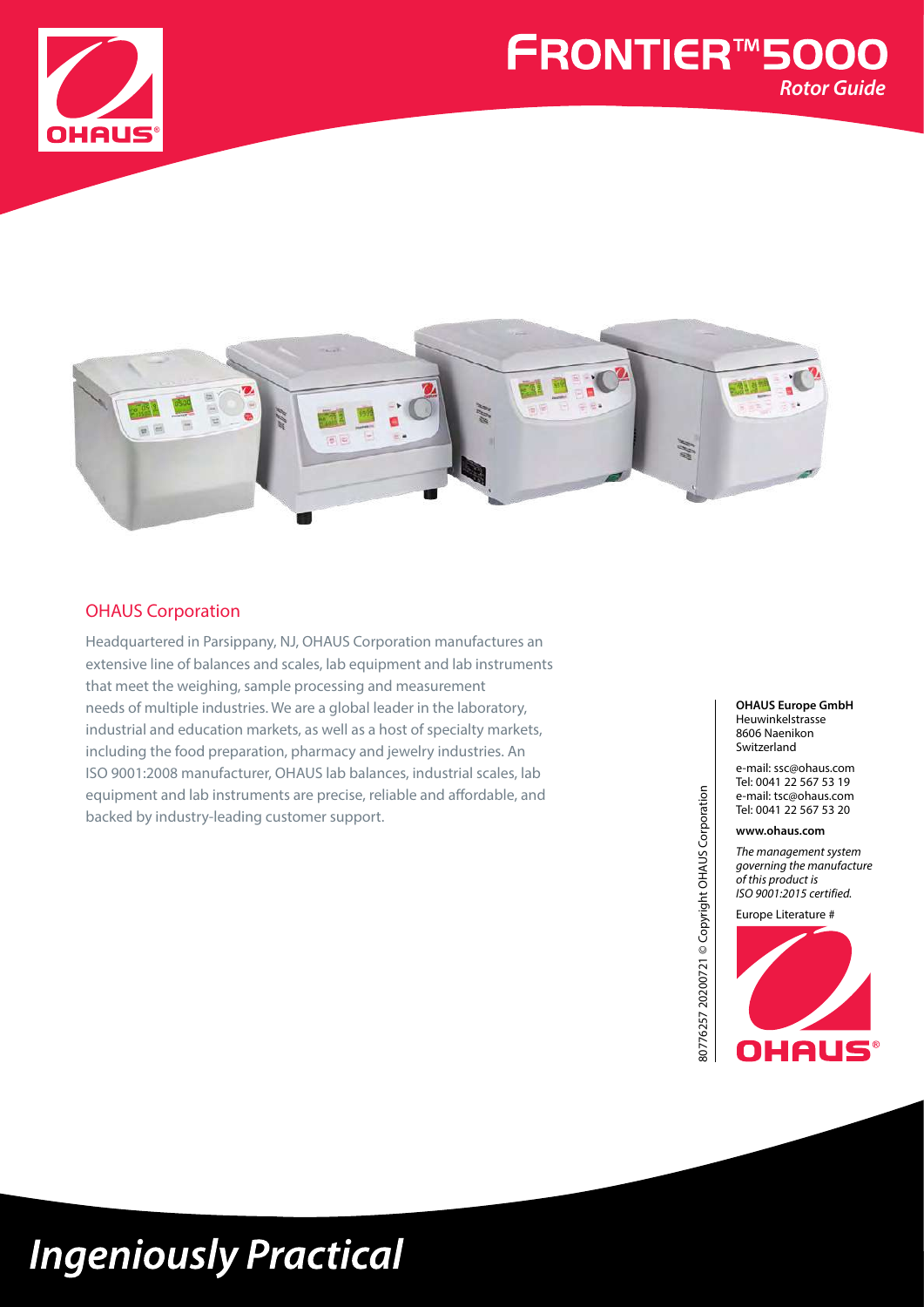# FRONTIER™5000

*Rotor Guide*

## OHAUS Corporation

Headquartered in Parsippany, NJ, OHAUS Corporation manufactures an extensive line of balances and scales, lab equipment and lab instruments that meet the weighing, sample processing and measurement needs of multiple industries. We are a global leader in the laboratory, industrial and education markets, as well as a host of specialty markets, including the food preparation, pharmacy and jewelry industries. An ISO 9001:2008 manufacturer, OHAUS lab balances, industrial scales, lab equipment and lab instruments are precise, reliable and affordable, and backed by industry-leading customer support.

**OHAUS Europe GmbH**
Heuwinkelstrasse
8606 Naenikon
Switzerland

e-mail: ssc@ohaus.com
Tel: 0041 22 567 53 19
e-mail: tsc@ohaus.com
Tel: 0041 22 567 53 20

**www.ohaus.com**

*The management system governing the manufacture of this product is ISO 9001:2015 certified.*

Europe Literature #

80776257 20200721 © Copyright OHAUS Corporation

*Ingeniously Practical*